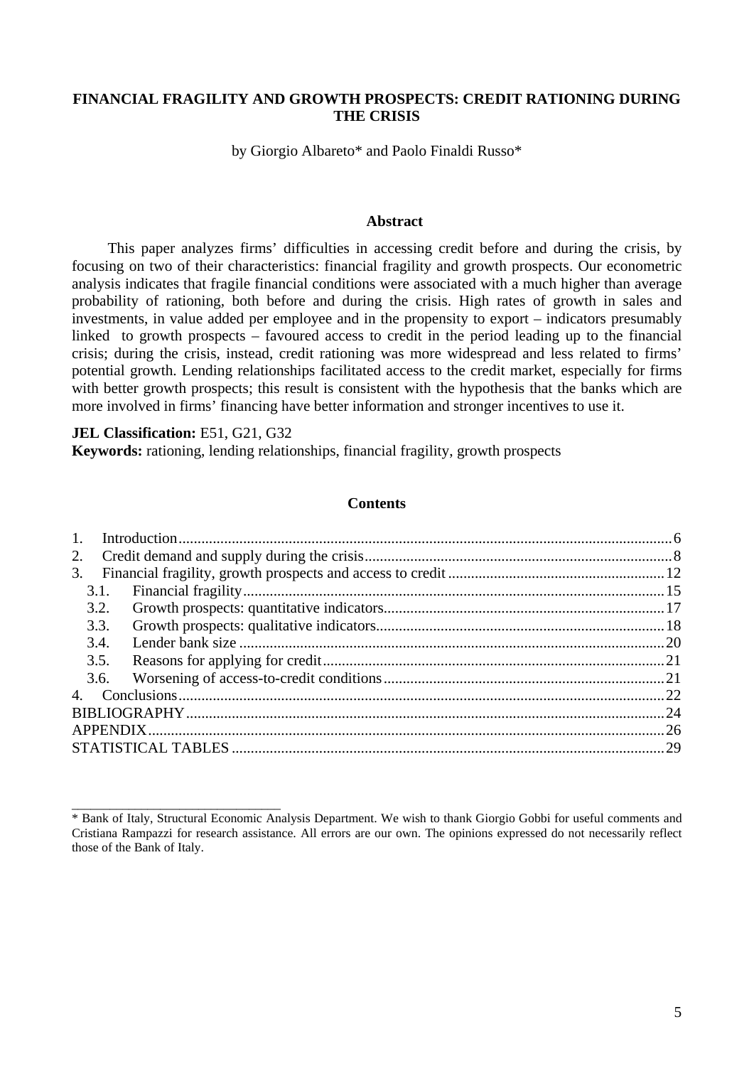# FINANCIAL FRAGILITY AND GROWTH PROSPECTS: CREDIT RATIONING DURING THE CRISIS

by Giorgio Albareto* and Paolo Finaldi Russo*

## Abstract

This paper analyzes firms' difficulties in accessing credit before and during the crisis, by focusing on two of their characteristics: financial fragility and growth prospects. Our econometric analysis indicates that fragile financial conditions were associated with a much higher than average probability of rationing, both before and during the crisis. High rates of growth in sales and investments, in value added per employee and in the propensity to export – indicators presumably linked to growth prospects – favoured access to credit in the period leading up to the financial crisis; during the crisis, instead, credit rationing was more widespread and less related to firms' potential growth. Lending relationships facilitated access to the credit market, especially for firms with better growth prospects; this result is consistent with the hypothesis that the banks which are more involved in firms' financing have better information and stronger incentives to use it.

**JEL Classification:** E51, G21, G32

**Keywords:** rationing, lending relationships, financial fragility, growth prospects

## Contents

1. Introduction ........ 6
2. Credit demand and supply during the crisis ........ 8
3. Financial fragility, growth prospects and access to credit ........ 12
   - 3.1. Financial fragility ........ 15
   - 3.2. Growth prospects: quantitative indicators ........ 17
   - 3.3. Growth prospects: qualitative indicators ........ 18
   - 3.4. Lender bank size ........ 20
   - 3.5. Reasons for applying for credit ........ 21
   - 3.6. Worsening of access-to-credit conditions ........ 21
4. Conclusions ........ 22

BIBLIOGRAPHY ........ 24

APPENDIX ........ 26

STATISTICAL TABLES ........ 29

---

* Bank of Italy, Structural Economic Analysis Department. We wish to thank Giorgio Gobbi for useful comments and Cristiana Rampazzi for research assistance. All errors are our own. The opinions expressed do not necessarily reflect those of the Bank of Italy.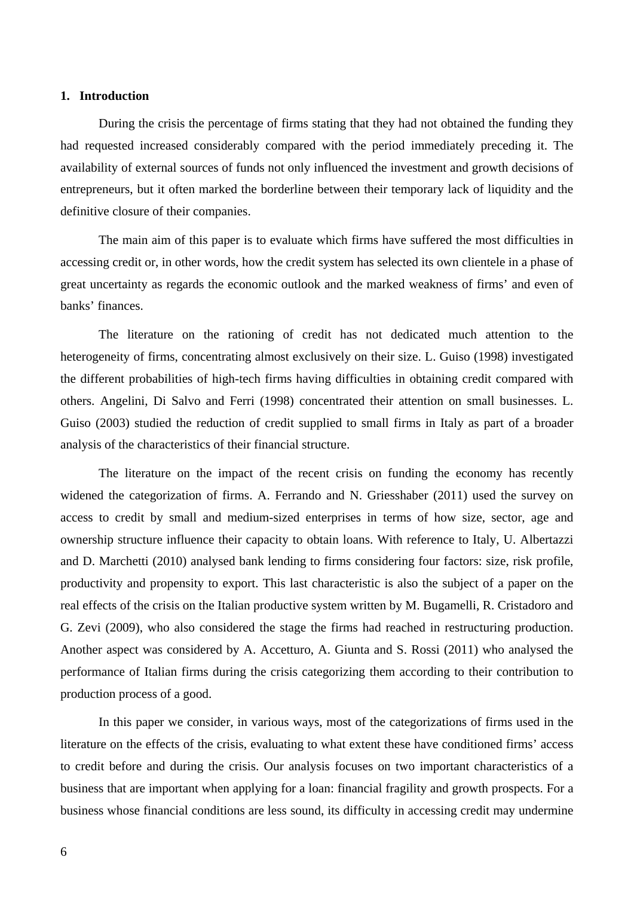## 1. Introduction

During the crisis the percentage of firms stating that they had not obtained the funding they had requested increased considerably compared with the period immediately preceding it. The availability of external sources of funds not only influenced the investment and growth decisions of entrepreneurs, but it often marked the borderline between their temporary lack of liquidity and the definitive closure of their companies.

The main aim of this paper is to evaluate which firms have suffered the most difficulties in accessing credit or, in other words, how the credit system has selected its own clientele in a phase of great uncertainty as regards the economic outlook and the marked weakness of firms' and even of banks' finances.

The literature on the rationing of credit has not dedicated much attention to the heterogeneity of firms, concentrating almost exclusively on their size. L. Guiso (1998) investigated the different probabilities of high-tech firms having difficulties in obtaining credit compared with others. Angelini, Di Salvo and Ferri (1998) concentrated their attention on small businesses. L. Guiso (2003) studied the reduction of credit supplied to small firms in Italy as part of a broader analysis of the characteristics of their financial structure.

The literature on the impact of the recent crisis on funding the economy has recently widened the categorization of firms. A. Ferrando and N. Griesshaber (2011) used the survey on access to credit by small and medium-sized enterprises in terms of how size, sector, age and ownership structure influence their capacity to obtain loans. With reference to Italy, U. Albertazzi and D. Marchetti (2010) analysed bank lending to firms considering four factors: size, risk profile, productivity and propensity to export. This last characteristic is also the subject of a paper on the real effects of the crisis on the Italian productive system written by M. Bugamelli, R. Cristadoro and G. Zevi (2009), who also considered the stage the firms had reached in restructuring production. Another aspect was considered by A. Accetturo, A. Giunta and S. Rossi (2011) who analysed the performance of Italian firms during the crisis categorizing them according to their contribution to production process of a good.

In this paper we consider, in various ways, most of the categorizations of firms used in the literature on the effects of the crisis, evaluating to what extent these have conditioned firms' access to credit before and during the crisis. Our analysis focuses on two important characteristics of a business that are important when applying for a loan: financial fragility and growth prospects. For a business whose financial conditions are less sound, its difficulty in accessing credit may undermine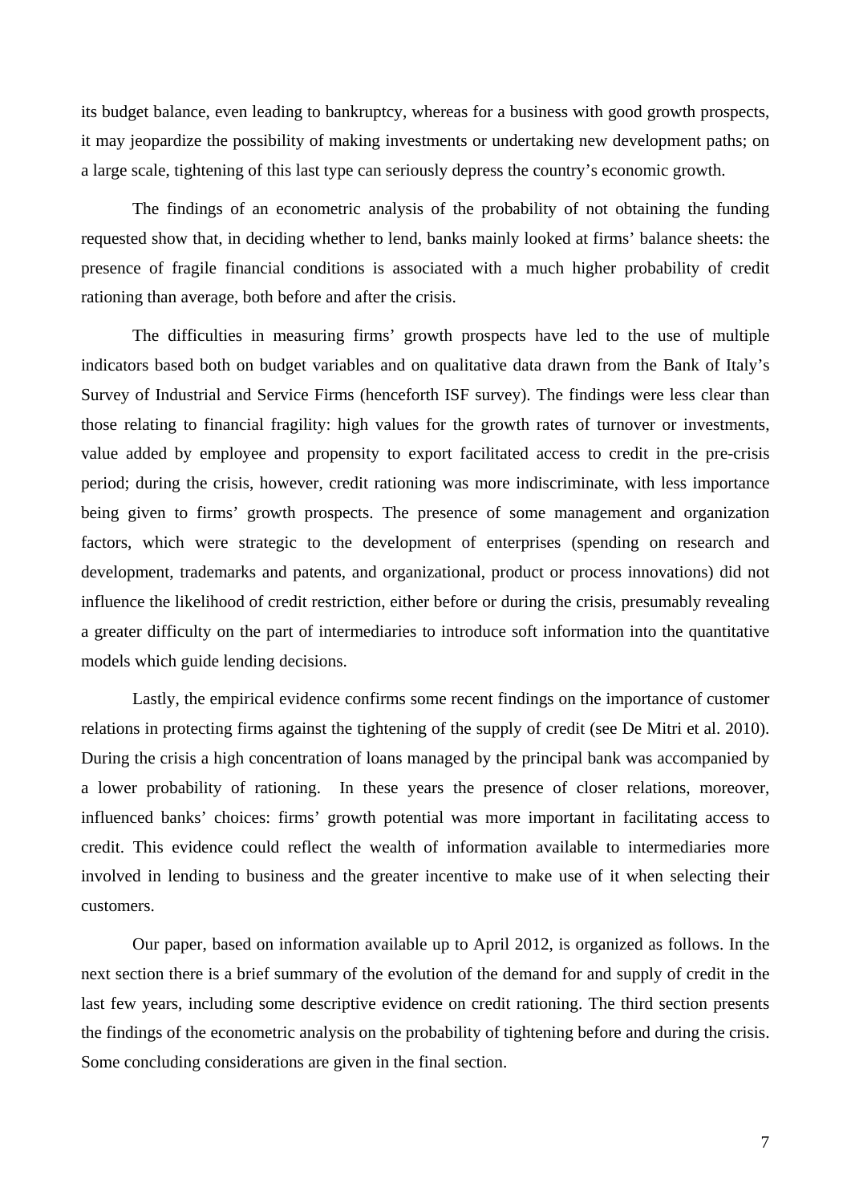its budget balance, even leading to bankruptcy, whereas for a business with good growth prospects, it may jeopardize the possibility of making investments or undertaking new development paths; on a large scale, tightening of this last type can seriously depress the country's economic growth.

The findings of an econometric analysis of the probability of not obtaining the funding requested show that, in deciding whether to lend, banks mainly looked at firms' balance sheets: the presence of fragile financial conditions is associated with a much higher probability of credit rationing than average, both before and after the crisis.

The difficulties in measuring firms' growth prospects have led to the use of multiple indicators based both on budget variables and on qualitative data drawn from the Bank of Italy's Survey of Industrial and Service Firms (henceforth ISF survey). The findings were less clear than those relating to financial fragility: high values for the growth rates of turnover or investments, value added by employee and propensity to export facilitated access to credit in the pre-crisis period; during the crisis, however, credit rationing was more indiscriminate, with less importance being given to firms' growth prospects. The presence of some management and organization factors, which were strategic to the development of enterprises (spending on research and development, trademarks and patents, and organizational, product or process innovations) did not influence the likelihood of credit restriction, either before or during the crisis, presumably revealing a greater difficulty on the part of intermediaries to introduce soft information into the quantitative models which guide lending decisions.

Lastly, the empirical evidence confirms some recent findings on the importance of customer relations in protecting firms against the tightening of the supply of credit (see De Mitri et al. 2010). During the crisis a high concentration of loans managed by the principal bank was accompanied by a lower probability of rationing. In these years the presence of closer relations, moreover, influenced banks' choices: firms' growth potential was more important in facilitating access to credit. This evidence could reflect the wealth of information available to intermediaries more involved in lending to business and the greater incentive to make use of it when selecting their customers.

Our paper, based on information available up to April 2012, is organized as follows. In the next section there is a brief summary of the evolution of the demand for and supply of credit in the last few years, including some descriptive evidence on credit rationing. The third section presents the findings of the econometric analysis on the probability of tightening before and during the crisis. Some concluding considerations are given in the final section.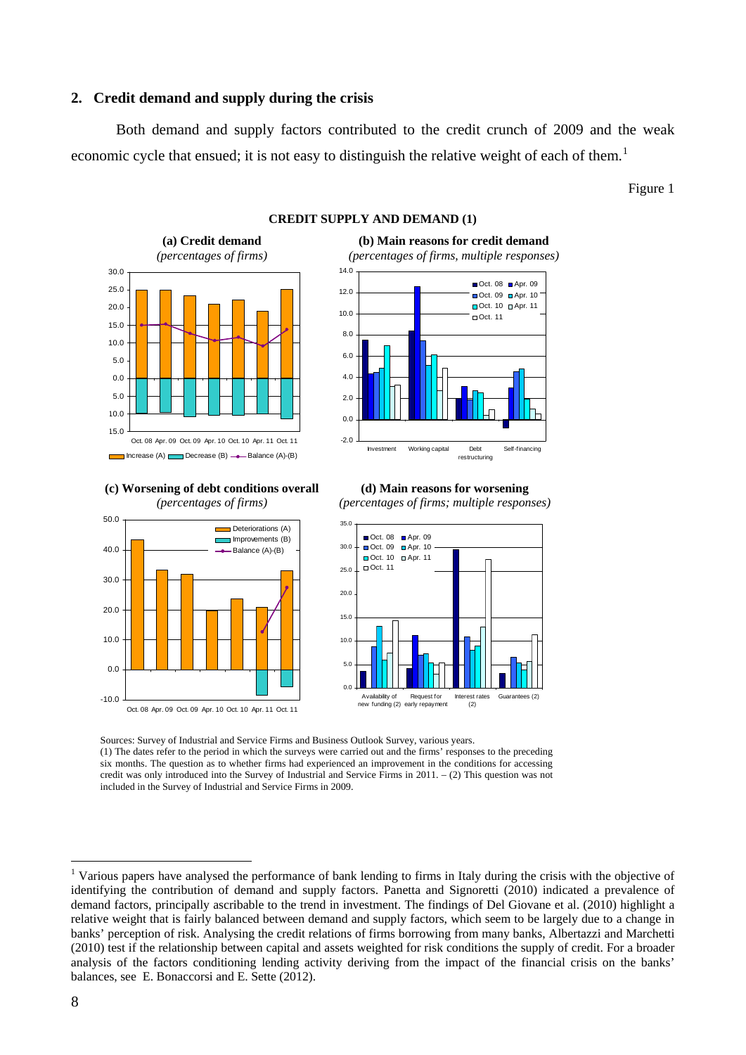## 2. Credit demand and supply during the crisis

Both demand and supply factors contributed to the credit crunch of 2009 and the weak economic cycle that ensued; it is not easy to distinguish the relative weight of each of them.[1]

Figure 1

**CREDIT SUPPLY AND DEMAND (1)**

**(a) Credit demand**
*(percentages of firms)*

30.0
25.0
20.0
15.0
10.0
5.0
0.0
5.0
10.0
15.0

Oct. 08 Apr. 09 Oct. 09 Apr. 10 Oct. 10 Apr. 11 Oct. 11

Increase (A) Decrease (B) Balance (A)-(B)

**(b) Main reasons for credit demand**
*(percentages of firms, multiple responses)*

14.0
12.0
10.0
8.0
6.0
4.0
2.0
0.0
-2.0

Oct. 08 Apr. 09 Oct. 09 Apr. 10 Oct. 10 Apr. 11 Oct. 11

Investment Working capital Debt restructuring Self-financing

**(c) Worsening of debt conditions overall**
*(percentages of firms)*

50.0
40.0
30.0
20.0
10.0
0.0
-10.0

Deteriorations (A) Improvements (B) Balance (A)-(B)

Oct. 08 Apr. 09 Oct. 09 Apr. 10 Oct. 10 Apr. 11 Oct. 11

**(d) Main reasons for worsening**
*(percentages of firms; multiple responses)*

35.0
30.0
25.0
20.0
15.0
10.0
5.0
0.0

Oct. 08 Apr. 09 Oct. 09 Apr. 10 Oct. 10 Apr. 11 Oct. 11

Availability of new funding (2) Request for early repayment Interest rates (2) Guarantees (2)

Sources: Survey of Industrial and Service Firms and Business Outlook Survey, various years.
(1) The dates refer to the period in which the surveys were carried out and the firms' responses to the preceding six months. The question as to whether firms had experienced an improvement in the conditions for accessing credit was only introduced into the Survey of Industrial and Service Firms in 2011. – (2) This question was not included in the Survey of Industrial and Service Firms in 2009.

[1] Various papers have analysed the performance of bank lending to firms in Italy during the crisis with the objective of identifying the contribution of demand and supply factors. Panetta and Signoretti (2010) indicated a prevalence of demand factors, principally ascribable to the trend in investment. The findings of Del Giovane et al. (2010) highlight a relative weight that is fairly balanced between demand and supply factors, which seem to be largely due to a change in banks' perception of risk. Analysing the credit relations of firms borrowing from many banks, Albertazzi and Marchetti (2010) test if the relationship between capital and assets weighted for risk conditions the supply of credit. For a broader analysis of the factors conditioning lending activity deriving from the impact of the financial crisis on the banks' balances, see E. Bonaccorsi and E. Sette (2012).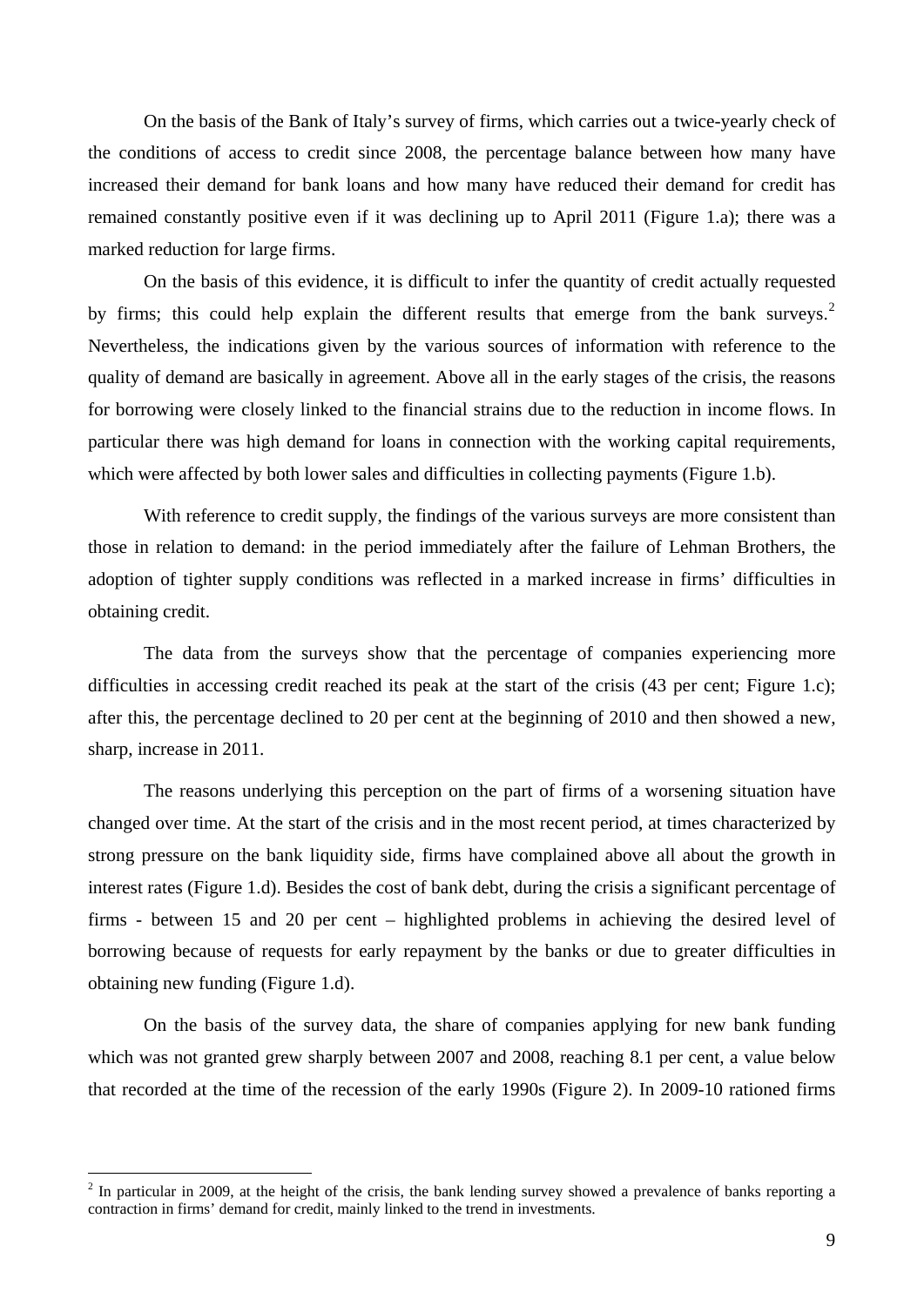On the basis of the Bank of Italy's survey of firms, which carries out a twice-yearly check of the conditions of access to credit since 2008, the percentage balance between how many have increased their demand for bank loans and how many have reduced their demand for credit has remained constantly positive even if it was declining up to April 2011 (Figure 1.a); there was a marked reduction for large firms.

On the basis of this evidence, it is difficult to infer the quantity of credit actually requested by firms; this could help explain the different results that emerge from the bank surveys.[2] Nevertheless, the indications given by the various sources of information with reference to the quality of demand are basically in agreement. Above all in the early stages of the crisis, the reasons for borrowing were closely linked to the financial strains due to the reduction in income flows. In particular there was high demand for loans in connection with the working capital requirements, which were affected by both lower sales and difficulties in collecting payments (Figure 1.b).

With reference to credit supply, the findings of the various surveys are more consistent than those in relation to demand: in the period immediately after the failure of Lehman Brothers, the adoption of tighter supply conditions was reflected in a marked increase in firms' difficulties in obtaining credit.

The data from the surveys show that the percentage of companies experiencing more difficulties in accessing credit reached its peak at the start of the crisis (43 per cent; Figure 1.c); after this, the percentage declined to 20 per cent at the beginning of 2010 and then showed a new, sharp, increase in 2011.

The reasons underlying this perception on the part of firms of a worsening situation have changed over time. At the start of the crisis and in the most recent period, at times characterized by strong pressure on the bank liquidity side, firms have complained above all about the growth in interest rates (Figure 1.d). Besides the cost of bank debt, during the crisis a significant percentage of firms - between 15 and 20 per cent – highlighted problems in achieving the desired level of borrowing because of requests for early repayment by the banks or due to greater difficulties in obtaining new funding (Figure 1.d).

On the basis of the survey data, the share of companies applying for new bank funding which was not granted grew sharply between 2007 and 2008, reaching 8.1 per cent, a value below that recorded at the time of the recession of the early 1990s (Figure 2). In 2009-10 rationed firms

[2] In particular in 2009, at the height of the crisis, the bank lending survey showed a prevalence of banks reporting a contraction in firms' demand for credit, mainly linked to the trend in investments.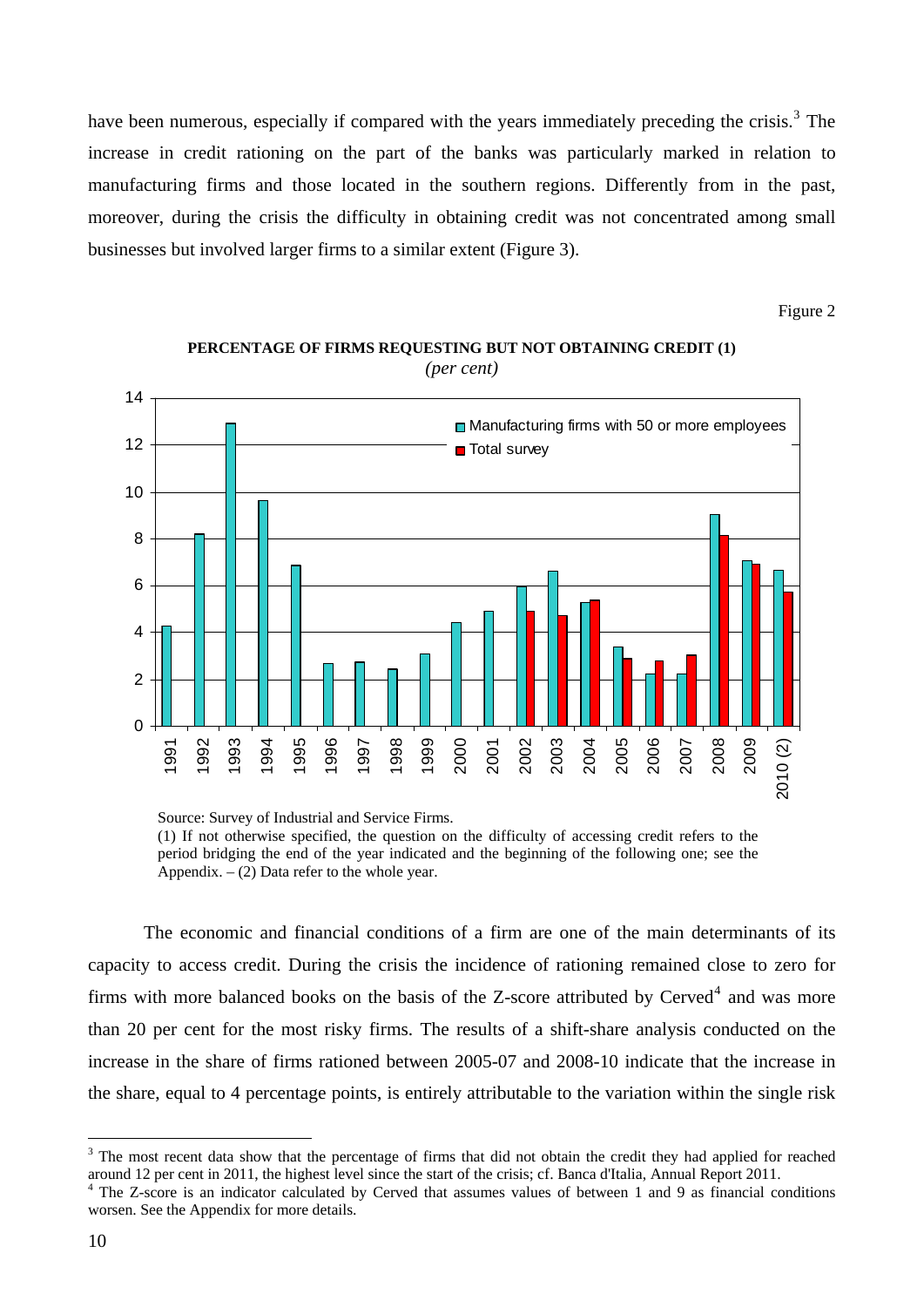have been numerous, especially if compared with the years immediately preceding the crisis.[3] The increase in credit rationing on the part of the banks was particularly marked in relation to manufacturing firms and those located in the southern regions. Differently from in the past, moreover, during the crisis the difficulty in obtaining credit was not concentrated among small businesses but involved larger firms to a similar extent (Figure 3).

Figure 2

**PERCENTAGE OF FIRMS REQUESTING BUT NOT OBTAINING CREDIT (1)**
*(per cent)*

14
12
10
8
6
4
2
0

Manufacturing firms with 50 or more employees
Total survey

1991 1992 1993 1994 1995 1996 1997 1998 1999 2000 2001 2002 2003 2004 2005 2006 2007 2008 2009 2010 (2)

Source: Survey of Industrial and Service Firms.
(1) If not otherwise specified, the question on the difficulty of accessing credit refers to the period bridging the end of the year indicated and the beginning of the following one; see the Appendix. – (2) Data refer to the whole year.

The economic and financial conditions of a firm are one of the main determinants of its capacity to access credit. During the crisis the incidence of rationing remained close to zero for firms with more balanced books on the basis of the Z-score attributed by Cerved[4] and was more than 20 per cent for the most risky firms. The results of a shift-share analysis conducted on the increase in the share of firms rationed between 2005-07 and 2008-10 indicate that the increase in the share, equal to 4 percentage points, is entirely attributable to the variation within the single risk

[3] The most recent data show that the percentage of firms that did not obtain the credit they had applied for reached around 12 per cent in 2011, the highest level since the start of the crisis; cf. Banca d'Italia, Annual Report 2011.

[4] The Z-score is an indicator calculated by Cerved that assumes values of between 1 and 9 as financial conditions worsen. See the Appendix for more details.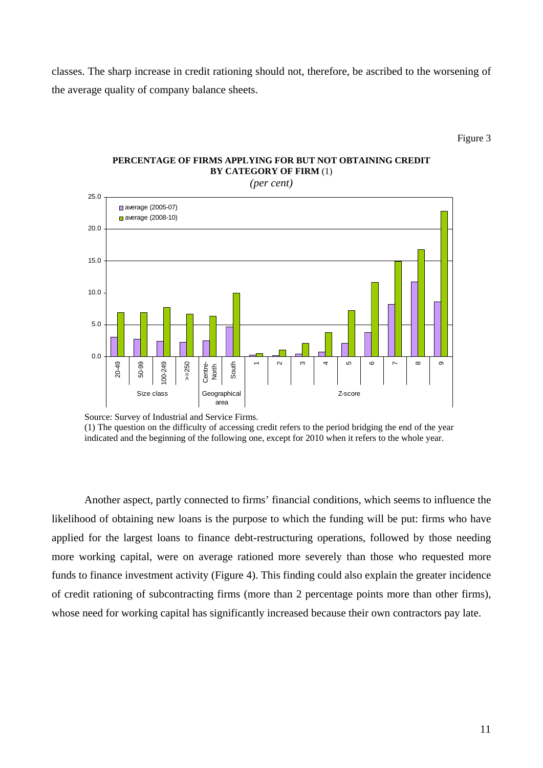classes. The sharp increase in credit rationing should not, therefore, be ascribed to the worsening of the average quality of company balance sheets.

Figure 3

**PERCENTAGE OF FIRMS APPLYING FOR BUT NOT OBTAINING CREDIT BY CATEGORY OF FIRM** (1)
*(per cent)*

25.0
20.0
15.0
10.0
5.0
0.0

average (2005-07)
average (2008-10)

20-49
50-99
100-249
>=250
Size class

Centre-North
South
Geographical area

1
2
3
4
5
6
7
8
9
Z-score

Source: Survey of Industrial and Service Firms.
(1) The question on the difficulty of accessing credit refers to the period bridging the end of the year indicated and the beginning of the following one, except for 2010 when it refers to the whole year.

Another aspect, partly connected to firms' financial conditions, which seems to influence the likelihood of obtaining new loans is the purpose to which the funding will be put: firms who have applied for the largest loans to finance debt-restructuring operations, followed by those needing more working capital, were on average rationed more severely than those who requested more funds to finance investment activity (Figure 4). This finding could also explain the greater incidence of credit rationing of subcontracting firms (more than 2 percentage points more than other firms), whose need for working capital has significantly increased because their own contractors pay late.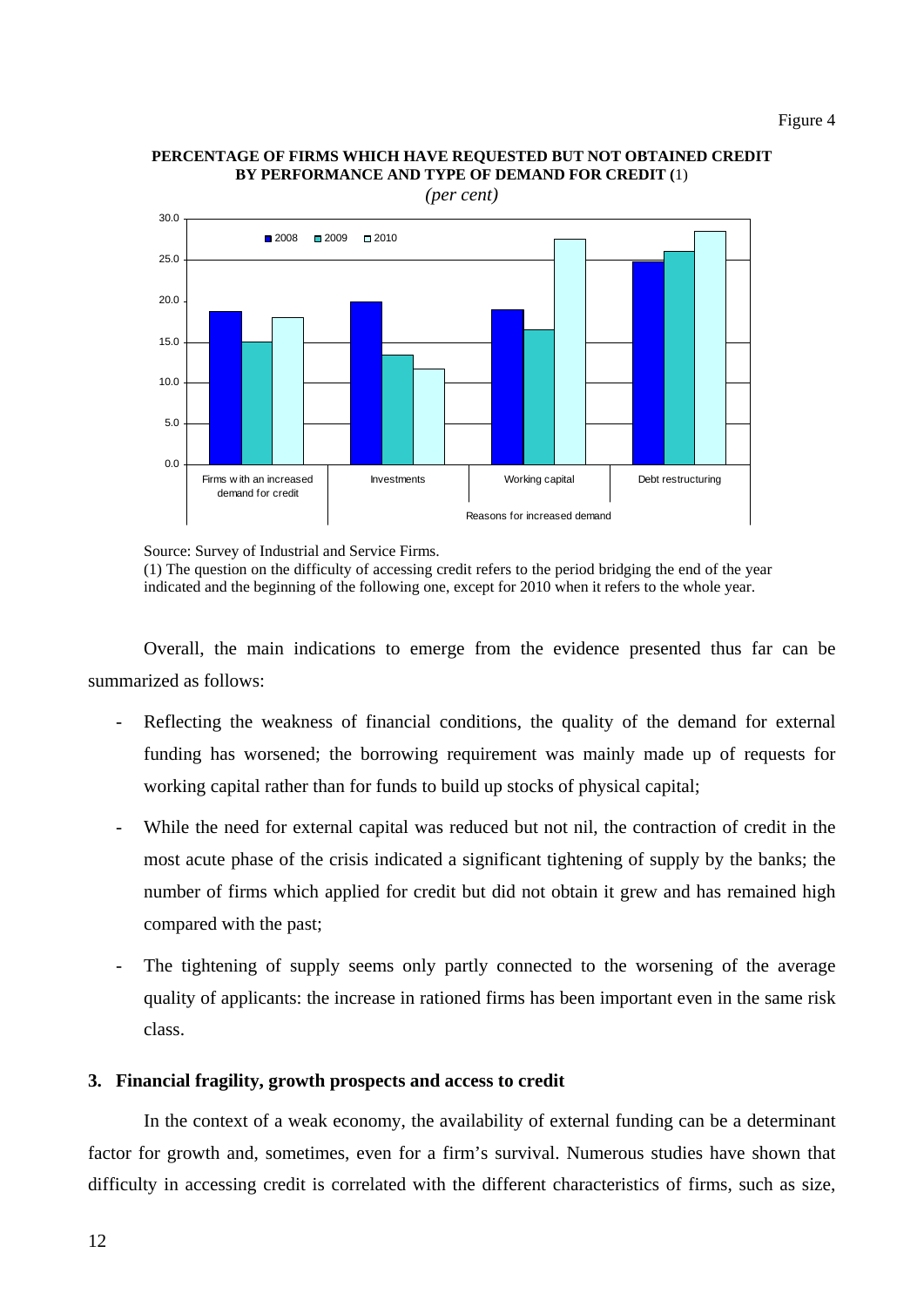Figure 4

**PERCENTAGE OF FIRMS WHICH HAVE REQUESTED BUT NOT OBTAINED CREDIT BY PERFORMANCE AND TYPE OF DEMAND FOR CREDIT (1)**

*(per cent)*

30.0
25.0
20.0
15.0
10.0
5.0
0.0

2008 2009 2010

Firms with an increased demand for credit
Investments
Working capital
Debt restructuring
Reasons for increased demand

Source: Survey of Industrial and Service Firms.
(1) The question on the difficulty of accessing credit refers to the period bridging the end of the year indicated and the beginning of the following one, except for 2010 when it refers to the whole year.

Overall, the main indications to emerge from the evidence presented thus far can be summarized as follows:

- Reflecting the weakness of financial conditions, the quality of the demand for external funding has worsened; the borrowing requirement was mainly made up of requests for working capital rather than for funds to build up stocks of physical capital;
- While the need for external capital was reduced but not nil, the contraction of credit in the most acute phase of the crisis indicated a significant tightening of supply by the banks; the number of firms which applied for credit but did not obtain it grew and has remained high compared with the past;
- The tightening of supply seems only partly connected to the worsening of the average quality of applicants: the increase in rationed firms has been important even in the same risk class.

## 3. Financial fragility, growth prospects and access to credit

In the context of a weak economy, the availability of external funding can be a determinant factor for growth and, sometimes, even for a firm's survival. Numerous studies have shown that difficulty in accessing credit is correlated with the different characteristics of firms, such as size,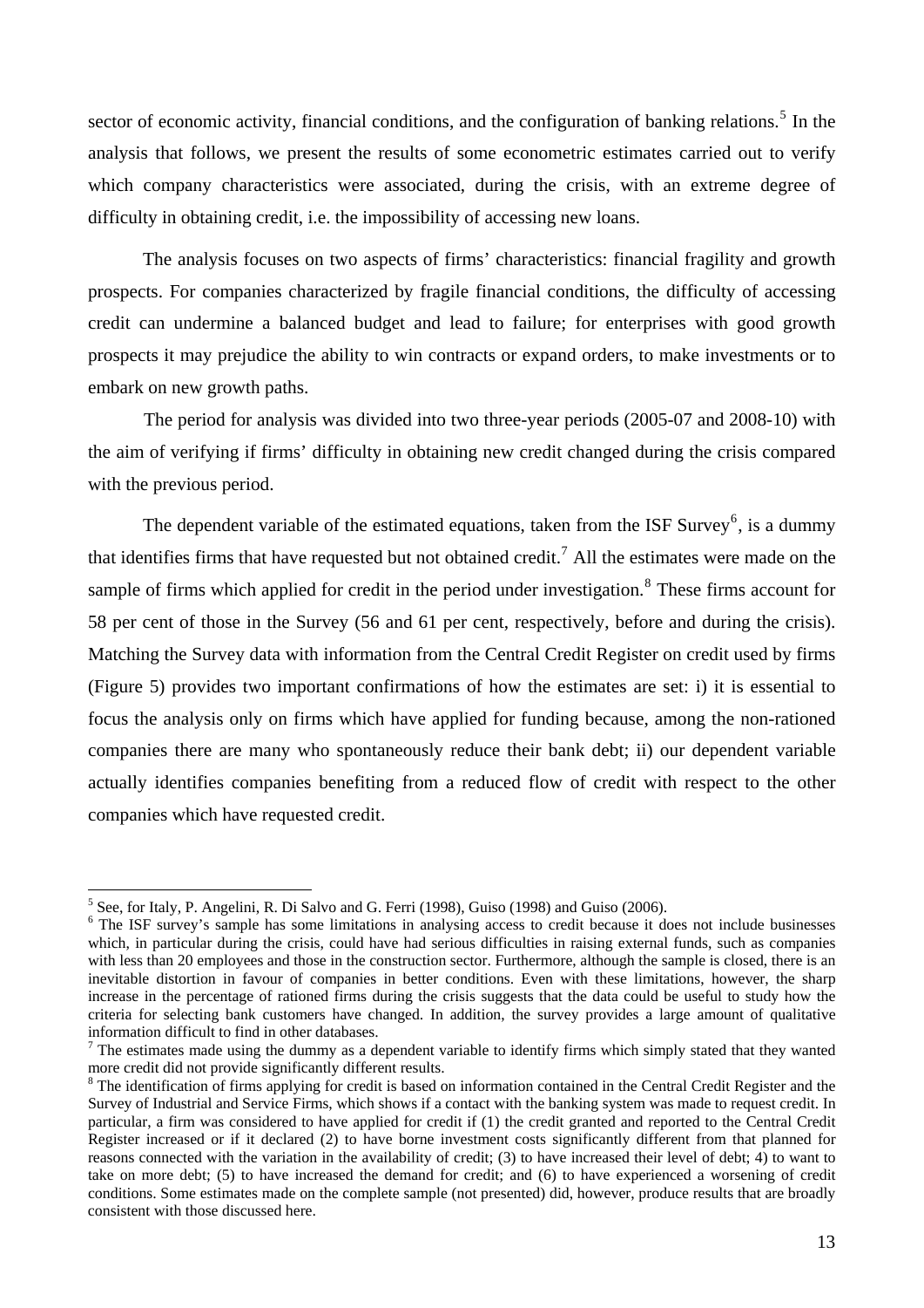sector of economic activity, financial conditions, and the configuration of banking relations.[5] In the analysis that follows, we present the results of some econometric estimates carried out to verify which company characteristics were associated, during the crisis, with an extreme degree of difficulty in obtaining credit, i.e. the impossibility of accessing new loans.

The analysis focuses on two aspects of firms' characteristics: financial fragility and growth prospects. For companies characterized by fragile financial conditions, the difficulty of accessing credit can undermine a balanced budget and lead to failure; for enterprises with good growth prospects it may prejudice the ability to win contracts or expand orders, to make investments or to embark on new growth paths.

The period for analysis was divided into two three-year periods (2005-07 and 2008-10) with the aim of verifying if firms' difficulty in obtaining new credit changed during the crisis compared with the previous period.

The dependent variable of the estimated equations, taken from the ISF Survey[6], is a dummy that identifies firms that have requested but not obtained credit.[7] All the estimates were made on the sample of firms which applied for credit in the period under investigation.[8] These firms account for 58 per cent of those in the Survey (56 and 61 per cent, respectively, before and during the crisis). Matching the Survey data with information from the Central Credit Register on credit used by firms (Figure 5) provides two important confirmations of how the estimates are set: i) it is essential to focus the analysis only on firms which have applied for funding because, among the non-rationed companies there are many who spontaneously reduce their bank debt; ii) our dependent variable actually identifies companies benefiting from a reduced flow of credit with respect to the other companies which have requested credit.

---

[5] See, for Italy, P. Angelini, R. Di Salvo and G. Ferri (1998), Guiso (1998) and Guiso (2006).

[6] The ISF survey's sample has some limitations in analysing access to credit because it does not include businesses which, in particular during the crisis, could have had serious difficulties in raising external funds, such as companies with less than 20 employees and those in the construction sector. Furthermore, although the sample is closed, there is an inevitable distortion in favour of companies in better conditions. Even with these limitations, however, the sharp increase in the percentage of rationed firms during the crisis suggests that the data could be useful to study how the criteria for selecting bank customers have changed. In addition, the survey provides a large amount of qualitative information difficult to find in other databases.

[7] The estimates made using the dummy as a dependent variable to identify firms which simply stated that they wanted more credit did not provide significantly different results.

[8] The identification of firms applying for credit is based on information contained in the Central Credit Register and the Survey of Industrial and Service Firms, which shows if a contact with the banking system was made to request credit. In particular, a firm was considered to have applied for credit if (1) the credit granted and reported to the Central Credit Register increased or if it declared (2) to have borne investment costs significantly different from that planned for reasons connected with the variation in the availability of credit; (3) to have increased their level of debt; 4) to want to take on more debt; (5) to have increased the demand for credit; and (6) to have experienced a worsening of credit conditions. Some estimates made on the complete sample (not presented) did, however, produce results that are broadly consistent with those discussed here.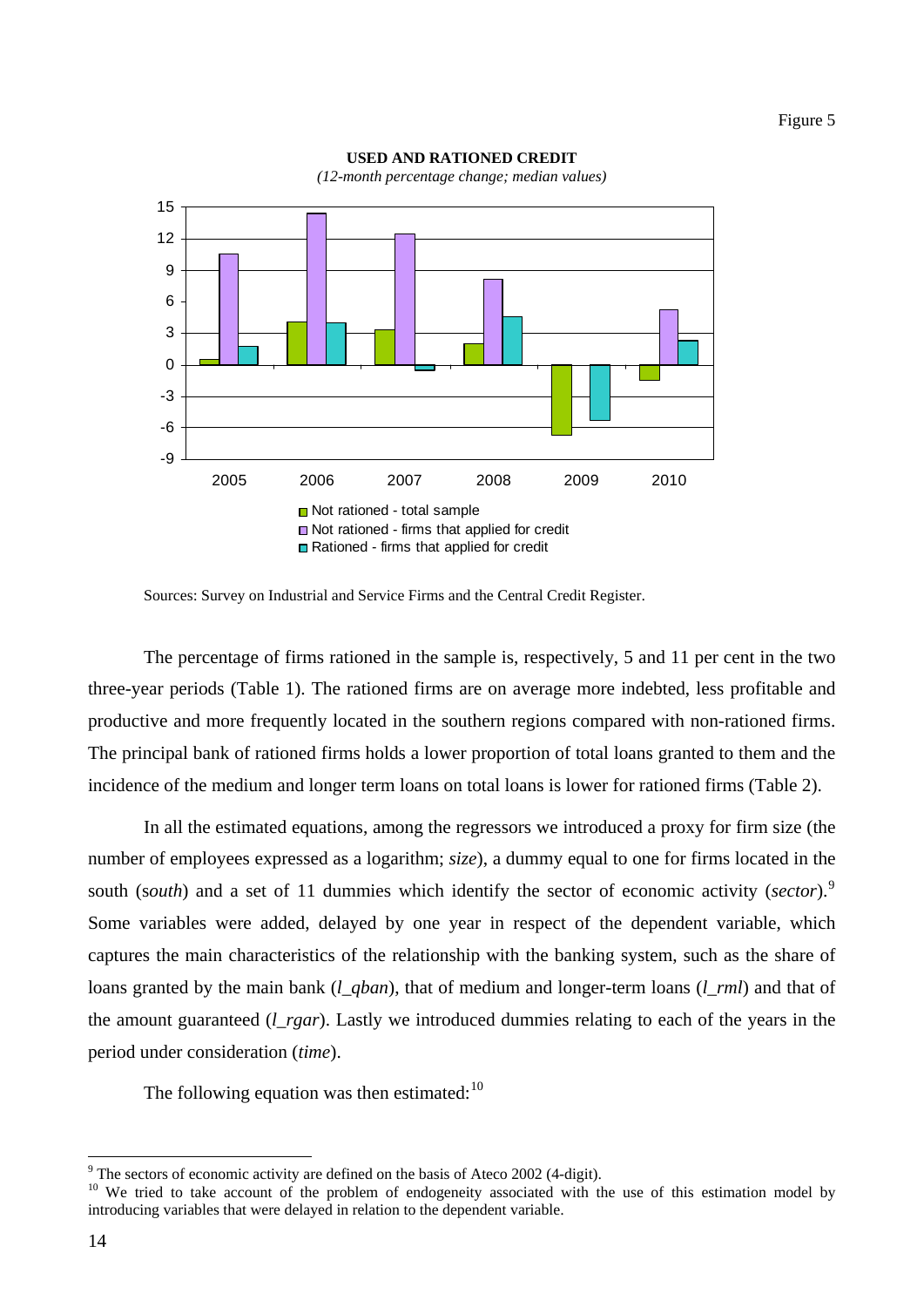Figure 5

**USED AND RATIONED CREDIT**

*(12-month percentage change; median values)*

15
12
9
6
3
0
-3
-6
-9

2005 2006 2007 2008 2009 2010

Not rationed - total sample
Not rationed - firms that applied for credit
Rationed - firms that applied for credit

Sources: Survey on Industrial and Service Firms and the Central Credit Register.

The percentage of firms rationed in the sample is, respectively, 5 and 11 per cent in the two three-year periods (Table 1). The rationed firms are on average more indebted, less profitable and productive and more frequently located in the southern regions compared with non-rationed firms. The principal bank of rationed firms holds a lower proportion of total loans granted to them and the incidence of the medium and longer term loans on total loans is lower for rationed firms (Table 2).

In all the estimated equations, among the regressors we introduced a proxy for firm size (the number of employees expressed as a logarithm; *size*), a dummy equal to one for firms located in the south (*south*) and a set of 11 dummies which identify the sector of economic activity (*sector*).[9] Some variables were added, delayed by one year in respect of the dependent variable, which captures the main characteristics of the relationship with the banking system, such as the share of loans granted by the main bank (*l_qban*), that of medium and longer-term loans (*l_rml*) and that of the amount guaranteed (*l_rgar*). Lastly we introduced dummies relating to each of the years in the period under consideration (*time*).

The following equation was then estimated:[10]

[9] The sectors of economic activity are defined on the basis of Ateco 2002 (4-digit).

[10] We tried to take account of the problem of endogeneity associated with the use of this estimation model by introducing variables that were delayed in relation to the dependent variable.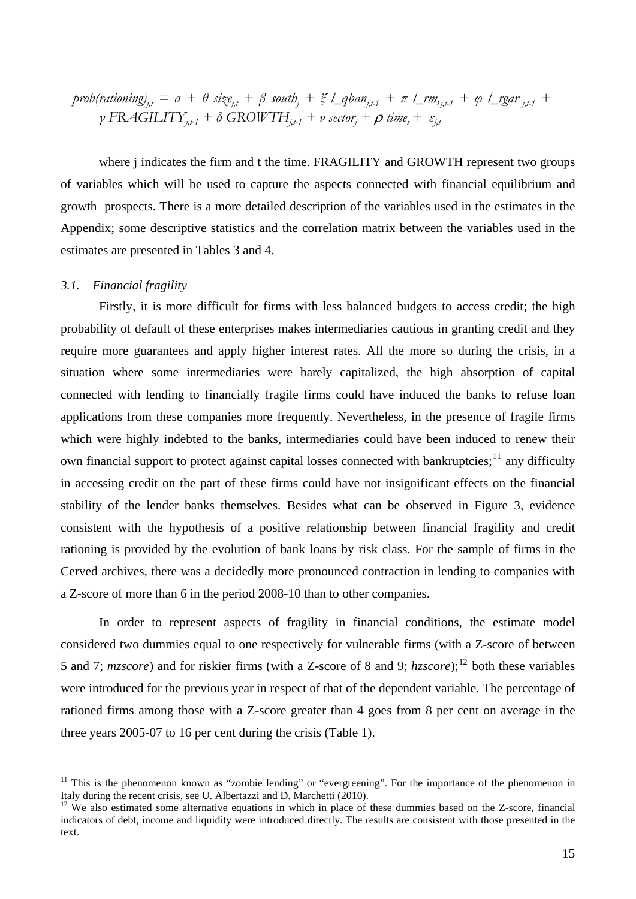$$prob(rationing)_{j,t} = a + \theta\ size_{j,t} + \beta\ south_j + \xi\ l\_qban_{j,t-1} + \pi\ l\_rm_{j,t-1} + \varphi\ l\_rgar_{j,t-1} + \gamma\ FRAGILITY_{j,t-1} + \delta\ GROWTH_{j,t-1} + \nu\ sector_j + \rho\ time_t + \varepsilon_{j,t}$$

where j indicates the firm and t the time. FRAGILITY and GROWTH represent two groups of variables which will be used to capture the aspects connected with financial equilibrium and growth prospects. There is a more detailed description of the variables used in the estimates in the Appendix; some descriptive statistics and the correlation matrix between the variables used in the estimates are presented in Tables 3 and 4.

### *3.1. Financial fragility*

Firstly, it is more difficult for firms with less balanced budgets to access credit; the high probability of default of these enterprises makes intermediaries cautious in granting credit and they require more guarantees and apply higher interest rates. All the more so during the crisis, in a situation where some intermediaries were barely capitalized, the high absorption of capital connected with lending to financially fragile firms could have induced the banks to refuse loan applications from these companies more frequently. Nevertheless, in the presence of fragile firms which were highly indebted to the banks, intermediaries could have been induced to renew their own financial support to protect against capital losses connected with bankruptcies;[11] any difficulty in accessing credit on the part of these firms could have not insignificant effects on the financial stability of the lender banks themselves. Besides what can be observed in Figure 3, evidence consistent with the hypothesis of a positive relationship between financial fragility and credit rationing is provided by the evolution of bank loans by risk class. For the sample of firms in the Cerved archives, there was a decidedly more pronounced contraction in lending to companies with a Z-score of more than 6 in the period 2008-10 than to other companies.

In order to represent aspects of fragility in financial conditions, the estimate model considered two dummies equal to one respectively for vulnerable firms (with a Z-score of between 5 and 7; *mzscore*) and for riskier firms (with a Z-score of 8 and 9; *hzscore*);[12] both these variables were introduced for the previous year in respect of that of the dependent variable. The percentage of rationed firms among those with a Z-score greater than 4 goes from 8 per cent on average in the three years 2005-07 to 16 per cent during the crisis (Table 1).

---

[11] This is the phenomenon known as "zombie lending" or "evergreening". For the importance of the phenomenon in Italy during the recent crisis, see U. Albertazzi and D. Marchetti (2010).

[12] We also estimated some alternative equations in which in place of these dummies based on the Z-score, financial indicators of debt, income and liquidity were introduced directly. The results are consistent with those presented in the text.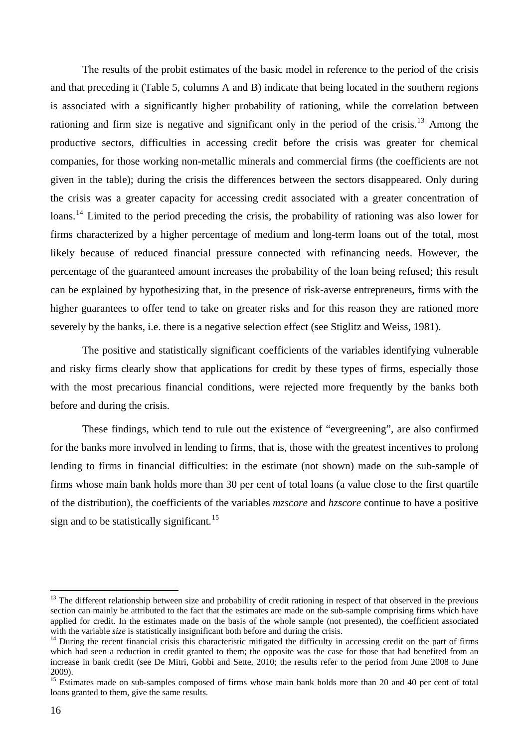The results of the probit estimates of the basic model in reference to the period of the crisis and that preceding it (Table 5, columns A and B) indicate that being located in the southern regions is associated with a significantly higher probability of rationing, while the correlation between rationing and firm size is negative and significant only in the period of the crisis.[13] Among the productive sectors, difficulties in accessing credit before the crisis was greater for chemical companies, for those working non-metallic minerals and commercial firms (the coefficients are not given in the table); during the crisis the differences between the sectors disappeared. Only during the crisis was a greater capacity for accessing credit associated with a greater concentration of loans.[14] Limited to the period preceding the crisis, the probability of rationing was also lower for firms characterized by a higher percentage of medium and long-term loans out of the total, most likely because of reduced financial pressure connected with refinancing needs. However, the percentage of the guaranteed amount increases the probability of the loan being refused; this result can be explained by hypothesizing that, in the presence of risk-averse entrepreneurs, firms with the higher guarantees to offer tend to take on greater risks and for this reason they are rationed more severely by the banks, i.e. there is a negative selection effect (see Stiglitz and Weiss, 1981).

The positive and statistically significant coefficients of the variables identifying vulnerable and risky firms clearly show that applications for credit by these types of firms, especially those with the most precarious financial conditions, were rejected more frequently by the banks both before and during the crisis.

These findings, which tend to rule out the existence of "evergreening", are also confirmed for the banks more involved in lending to firms, that is, those with the greatest incentives to prolong lending to firms in financial difficulties: in the estimate (not shown) made on the sub-sample of firms whose main bank holds more than 30 per cent of total loans (a value close to the first quartile of the distribution), the coefficients of the variables *mzscore* and *hzscore* continue to have a positive sign and to be statistically significant.[15]

---

[13] The different relationship between size and probability of credit rationing in respect of that observed in the previous section can mainly be attributed to the fact that the estimates are made on the sub-sample comprising firms which have applied for credit. In the estimates made on the basis of the whole sample (not presented), the coefficient associated with the variable *size* is statistically insignificant both before and during the crisis.

[14] During the recent financial crisis this characteristic mitigated the difficulty in accessing credit on the part of firms which had seen a reduction in credit granted to them; the opposite was the case for those that had benefited from an increase in bank credit (see De Mitri, Gobbi and Sette, 2010; the results refer to the period from June 2008 to June 2009).

[15] Estimates made on sub-samples composed of firms whose main bank holds more than 20 and 40 per cent of total loans granted to them, give the same results.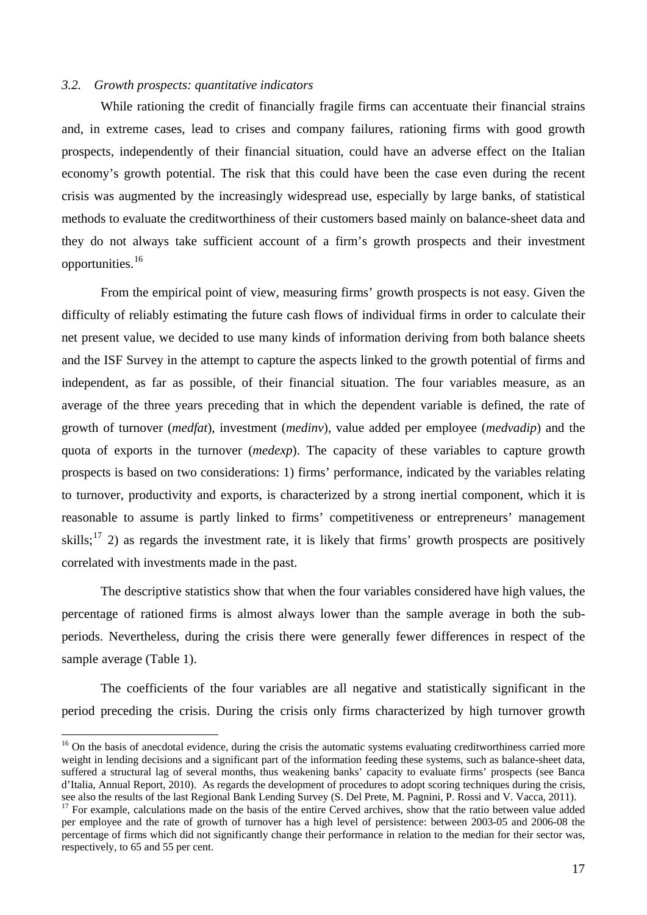### *3.2. Growth prospects: quantitative indicators*

While rationing the credit of financially fragile firms can accentuate their financial strains and, in extreme cases, lead to crises and company failures, rationing firms with good growth prospects, independently of their financial situation, could have an adverse effect on the Italian economy's growth potential. The risk that this could have been the case even during the recent crisis was augmented by the increasingly widespread use, especially by large banks, of statistical methods to evaluate the creditworthiness of their customers based mainly on balance-sheet data and they do not always take sufficient account of a firm's growth prospects and their investment opportunities.[16]

From the empirical point of view, measuring firms' growth prospects is not easy. Given the difficulty of reliably estimating the future cash flows of individual firms in order to calculate their net present value, we decided to use many kinds of information deriving from both balance sheets and the ISF Survey in the attempt to capture the aspects linked to the growth potential of firms and independent, as far as possible, of their financial situation. The four variables measure, as an average of the three years preceding that in which the dependent variable is defined, the rate of growth of turnover (*medfat*), investment (*medinv*), value added per employee (*medvadip*) and the quota of exports in the turnover (*medexp*). The capacity of these variables to capture growth prospects is based on two considerations: 1) firms' performance, indicated by the variables relating to turnover, productivity and exports, is characterized by a strong inertial component, which it is reasonable to assume is partly linked to firms' competitiveness or entrepreneurs' management skills;[17] 2) as regards the investment rate, it is likely that firms' growth prospects are positively correlated with investments made in the past.

The descriptive statistics show that when the four variables considered have high values, the percentage of rationed firms is almost always lower than the sample average in both the sub-periods. Nevertheless, during the crisis there were generally fewer differences in respect of the sample average (Table 1).

The coefficients of the four variables are all negative and statistically significant in the period preceding the crisis. During the crisis only firms characterized by high turnover growth

---

[16] On the basis of anecdotal evidence, during the crisis the automatic systems evaluating creditworthiness carried more weight in lending decisions and a significant part of the information feeding these systems, such as balance-sheet data, suffered a structural lag of several months, thus weakening banks' capacity to evaluate firms' prospects (see Banca d'Italia, Annual Report, 2010). As regards the development of procedures to adopt scoring techniques during the crisis, see also the results of the last Regional Bank Lending Survey (S. Del Prete, M. Pagnini, P. Rossi and V. Vacca, 2011).

[17] For example, calculations made on the basis of the entire Cerved archives, show that the ratio between value added per employee and the rate of growth of turnover has a high level of persistence: between 2003-05 and 2006-08 the percentage of firms which did not significantly change their performance in relation to the median for their sector was, respectively, to 65 and 55 per cent.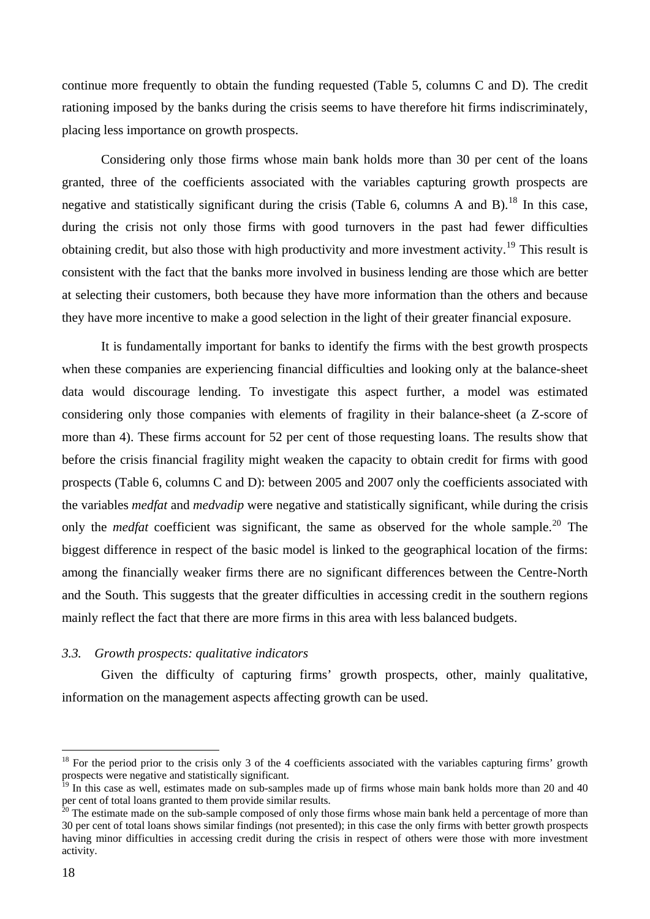continue more frequently to obtain the funding requested (Table 5, columns C and D). The credit rationing imposed by the banks during the crisis seems to have therefore hit firms indiscriminately, placing less importance on growth prospects.

Considering only those firms whose main bank holds more than 30 per cent of the loans granted, three of the coefficients associated with the variables capturing growth prospects are negative and statistically significant during the crisis (Table 6, columns A and B).[18] In this case, during the crisis not only those firms with good turnovers in the past had fewer difficulties obtaining credit, but also those with high productivity and more investment activity.[19] This result is consistent with the fact that the banks more involved in business lending are those which are better at selecting their customers, both because they have more information than the others and because they have more incentive to make a good selection in the light of their greater financial exposure.

It is fundamentally important for banks to identify the firms with the best growth prospects when these companies are experiencing financial difficulties and looking only at the balance-sheet data would discourage lending. To investigate this aspect further, a model was estimated considering only those companies with elements of fragility in their balance-sheet (a Z-score of more than 4). These firms account for 52 per cent of those requesting loans. The results show that before the crisis financial fragility might weaken the capacity to obtain credit for firms with good prospects (Table 6, columns C and D): between 2005 and 2007 only the coefficients associated with the variables *medfat* and *medvadip* were negative and statistically significant, while during the crisis only the *medfat* coefficient was significant, the same as observed for the whole sample.[20] The biggest difference in respect of the basic model is linked to the geographical location of the firms: among the financially weaker firms there are no significant differences between the Centre-North and the South. This suggests that the greater difficulties in accessing credit in the southern regions mainly reflect the fact that there are more firms in this area with less balanced budgets.

### *3.3. Growth prospects: qualitative indicators*

Given the difficulty of capturing firms' growth prospects, other, mainly qualitative, information on the management aspects affecting growth can be used.

---

[18] For the period prior to the crisis only 3 of the 4 coefficients associated with the variables capturing firms' growth prospects were negative and statistically significant.

[19] In this case as well, estimates made on sub-samples made up of firms whose main bank holds more than 20 and 40 per cent of total loans granted to them provide similar results.

[20] The estimate made on the sub-sample composed of only those firms whose main bank held a percentage of more than 30 per cent of total loans shows similar findings (not presented); in this case the only firms with better growth prospects having minor difficulties in accessing credit during the crisis in respect of others were those with more investment activity.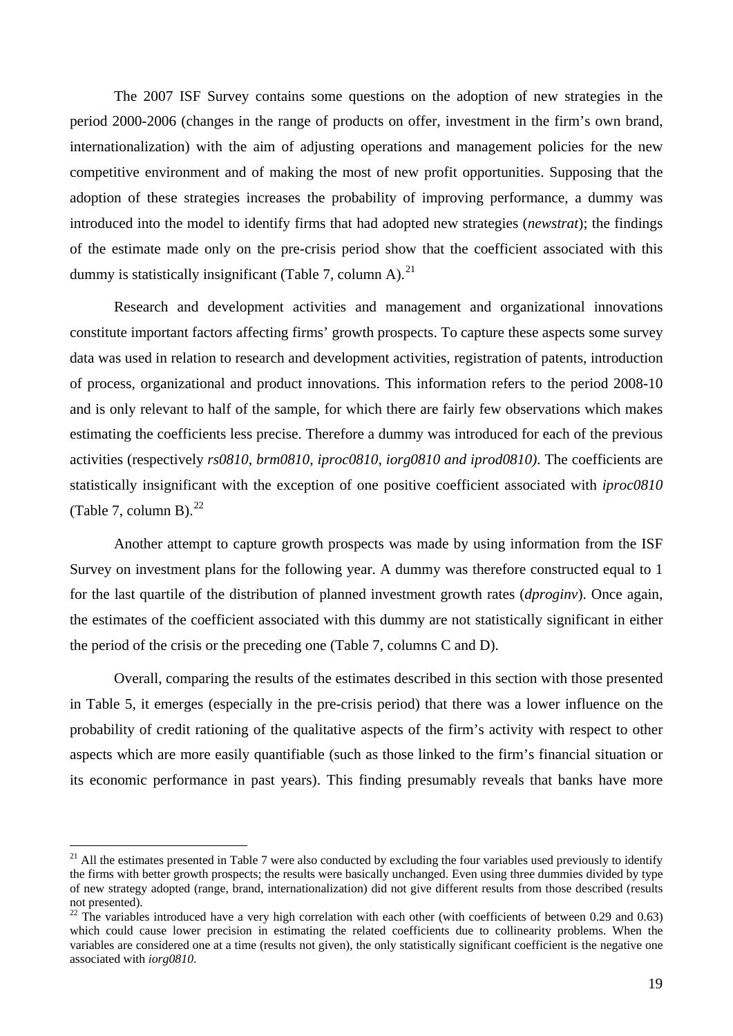The 2007 ISF Survey contains some questions on the adoption of new strategies in the period 2000-2006 (changes in the range of products on offer, investment in the firm's own brand, internationalization) with the aim of adjusting operations and management policies for the new competitive environment and of making the most of new profit opportunities. Supposing that the adoption of these strategies increases the probability of improving performance, a dummy was introduced into the model to identify firms that had adopted new strategies (*newstrat*); the findings of the estimate made only on the pre-crisis period show that the coefficient associated with this dummy is statistically insignificant (Table 7, column A).[21]

Research and development activities and management and organizational innovations constitute important factors affecting firms' growth prospects. To capture these aspects some survey data was used in relation to research and development activities, registration of patents, introduction of process, organizational and product innovations. This information refers to the period 2008-10 and is only relevant to half of the sample, for which there are fairly few observations which makes estimating the coefficients less precise. Therefore a dummy was introduced for each of the previous activities (respectively *rs0810*, *brm0810*, *iproc0810*, *iorg0810 and iprod0810)*. The coefficients are statistically insignificant with the exception of one positive coefficient associated with *iproc0810* (Table 7, column B).[22]

Another attempt to capture growth prospects was made by using information from the ISF Survey on investment plans for the following year. A dummy was therefore constructed equal to 1 for the last quartile of the distribution of planned investment growth rates (*dproginv*). Once again, the estimates of the coefficient associated with this dummy are not statistically significant in either the period of the crisis or the preceding one (Table 7, columns C and D).

Overall, comparing the results of the estimates described in this section with those presented in Table 5, it emerges (especially in the pre-crisis period) that there was a lower influence on the probability of credit rationing of the qualitative aspects of the firm's activity with respect to other aspects which are more easily quantifiable (such as those linked to the firm's financial situation or its economic performance in past years). This finding presumably reveals that banks have more

[21] All the estimates presented in Table 7 were also conducted by excluding the four variables used previously to identify the firms with better growth prospects; the results were basically unchanged. Even using three dummies divided by type of new strategy adopted (range, brand, internationalization) did not give different results from those described (results not presented).

[22] The variables introduced have a very high correlation with each other (with coefficients of between 0.29 and 0.63) which could cause lower precision in estimating the related coefficients due to collinearity problems. When the variables are considered one at a time (results not given), the only statistically significant coefficient is the negative one associated with *iorg0810*.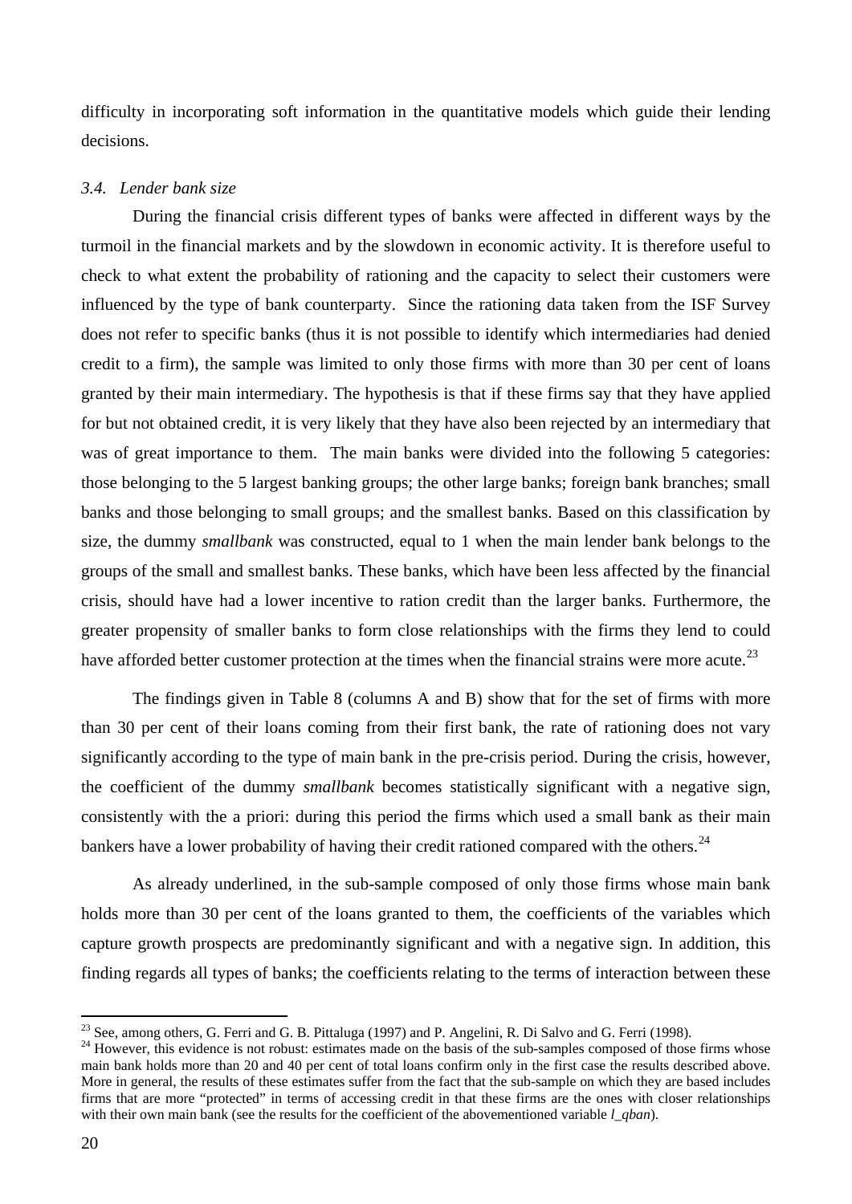difficulty in incorporating soft information in the quantitative models which guide their lending decisions.

### *3.4. Lender bank size*

During the financial crisis different types of banks were affected in different ways by the turmoil in the financial markets and by the slowdown in economic activity. It is therefore useful to check to what extent the probability of rationing and the capacity to select their customers were influenced by the type of bank counterparty. Since the rationing data taken from the ISF Survey does not refer to specific banks (thus it is not possible to identify which intermediaries had denied credit to a firm), the sample was limited to only those firms with more than 30 per cent of loans granted by their main intermediary. The hypothesis is that if these firms say that they have applied for but not obtained credit, it is very likely that they have also been rejected by an intermediary that was of great importance to them. The main banks were divided into the following 5 categories: those belonging to the 5 largest banking groups; the other large banks; foreign bank branches; small banks and those belonging to small groups; and the smallest banks. Based on this classification by size, the dummy *smallbank* was constructed, equal to 1 when the main lender bank belongs to the groups of the small and smallest banks. These banks, which have been less affected by the financial crisis, should have had a lower incentive to ration credit than the larger banks. Furthermore, the greater propensity of smaller banks to form close relationships with the firms they lend to could have afforded better customer protection at the times when the financial strains were more acute.[23]

The findings given in Table 8 (columns A and B) show that for the set of firms with more than 30 per cent of their loans coming from their first bank, the rate of rationing does not vary significantly according to the type of main bank in the pre-crisis period. During the crisis, however, the coefficient of the dummy *smallbank* becomes statistically significant with a negative sign, consistently with the a priori: during this period the firms which used a small bank as their main bankers have a lower probability of having their credit rationed compared with the others.[24]

As already underlined, in the sub-sample composed of only those firms whose main bank holds more than 30 per cent of the loans granted to them, the coefficients of the variables which capture growth prospects are predominantly significant and with a negative sign. In addition, this finding regards all types of banks; the coefficients relating to the terms of interaction between these

[23] See, among others, G. Ferri and G. B. Pittaluga (1997) and P. Angelini, R. Di Salvo and G. Ferri (1998).

[24] However, this evidence is not robust: estimates made on the basis of the sub-samples composed of those firms whose main bank holds more than 20 and 40 per cent of total loans confirm only in the first case the results described above. More in general, the results of these estimates suffer from the fact that the sub-sample on which they are based includes firms that are more "protected" in terms of accessing credit in that these firms are the ones with closer relationships with their own main bank (see the results for the coefficient of the abovementioned variable *l_qban*).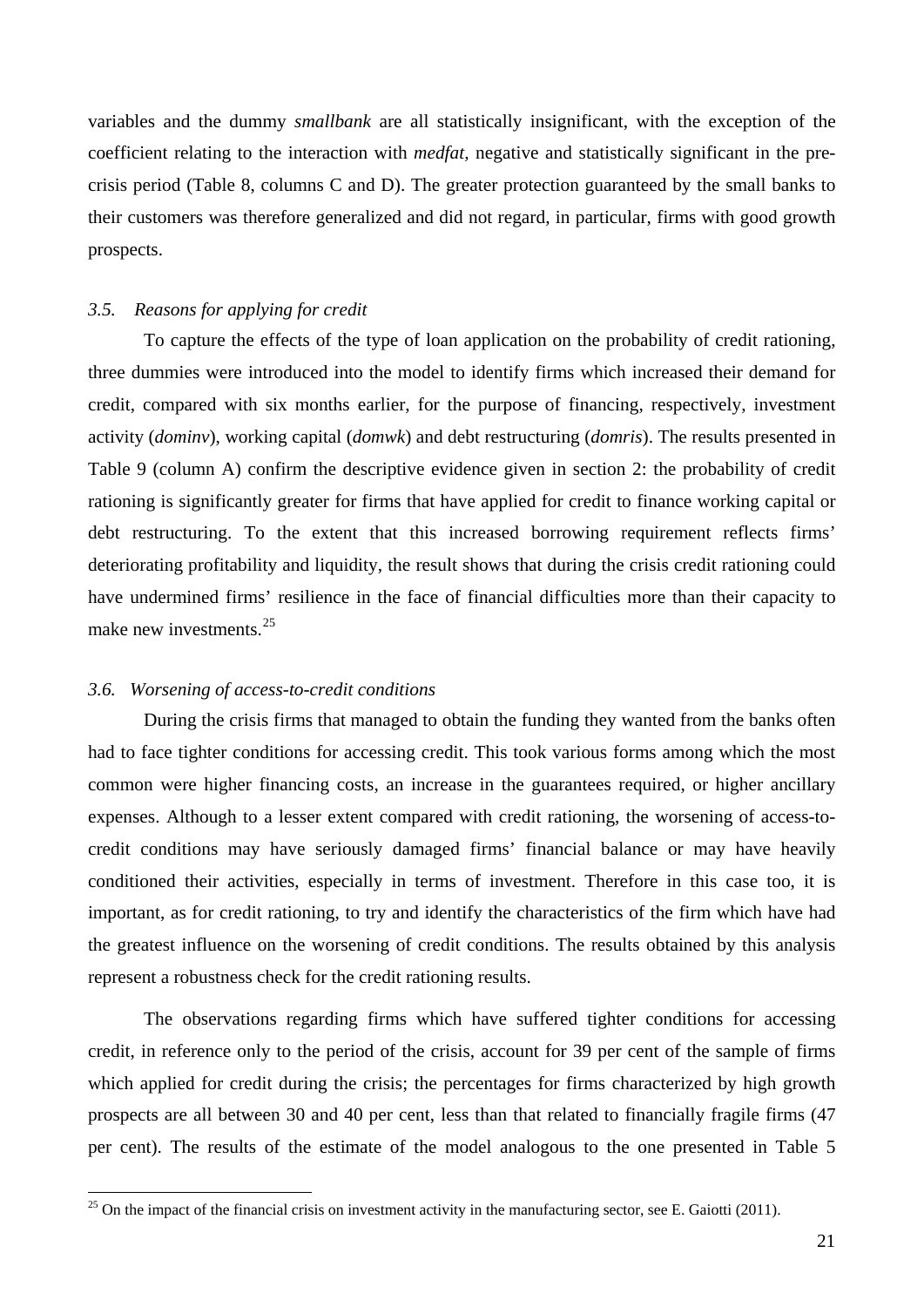variables and the dummy *smallbank* are all statistically insignificant, with the exception of the coefficient relating to the interaction with *medfat,* negative and statistically significant in the pre-crisis period (Table 8, columns C and D). The greater protection guaranteed by the small banks to their customers was therefore generalized and did not regard, in particular, firms with good growth prospects.

### *3.5. Reasons for applying for credit*

To capture the effects of the type of loan application on the probability of credit rationing, three dummies were introduced into the model to identify firms which increased their demand for credit, compared with six months earlier, for the purpose of financing, respectively, investment activity (*dominv*), working capital (*domwk*) and debt restructuring (*domris*). The results presented in Table 9 (column A) confirm the descriptive evidence given in section 2: the probability of credit rationing is significantly greater for firms that have applied for credit to finance working capital or debt restructuring. To the extent that this increased borrowing requirement reflects firms' deteriorating profitability and liquidity, the result shows that during the crisis credit rationing could have undermined firms' resilience in the face of financial difficulties more than their capacity to make new investments.[25]

### *3.6. Worsening of access-to-credit conditions*

During the crisis firms that managed to obtain the funding they wanted from the banks often had to face tighter conditions for accessing credit. This took various forms among which the most common were higher financing costs, an increase in the guarantees required, or higher ancillary expenses. Although to a lesser extent compared with credit rationing, the worsening of access-to-credit conditions may have seriously damaged firms' financial balance or may have heavily conditioned their activities, especially in terms of investment. Therefore in this case too, it is important, as for credit rationing, to try and identify the characteristics of the firm which have had the greatest influence on the worsening of credit conditions. The results obtained by this analysis represent a robustness check for the credit rationing results.

The observations regarding firms which have suffered tighter conditions for accessing credit, in reference only to the period of the crisis, account for 39 per cent of the sample of firms which applied for credit during the crisis; the percentages for firms characterized by high growth prospects are all between 30 and 40 per cent, less than that related to financially fragile firms (47 per cent). The results of the estimate of the model analogous to the one presented in Table 5

[25] On the impact of the financial crisis on investment activity in the manufacturing sector, see E. Gaiotti (2011).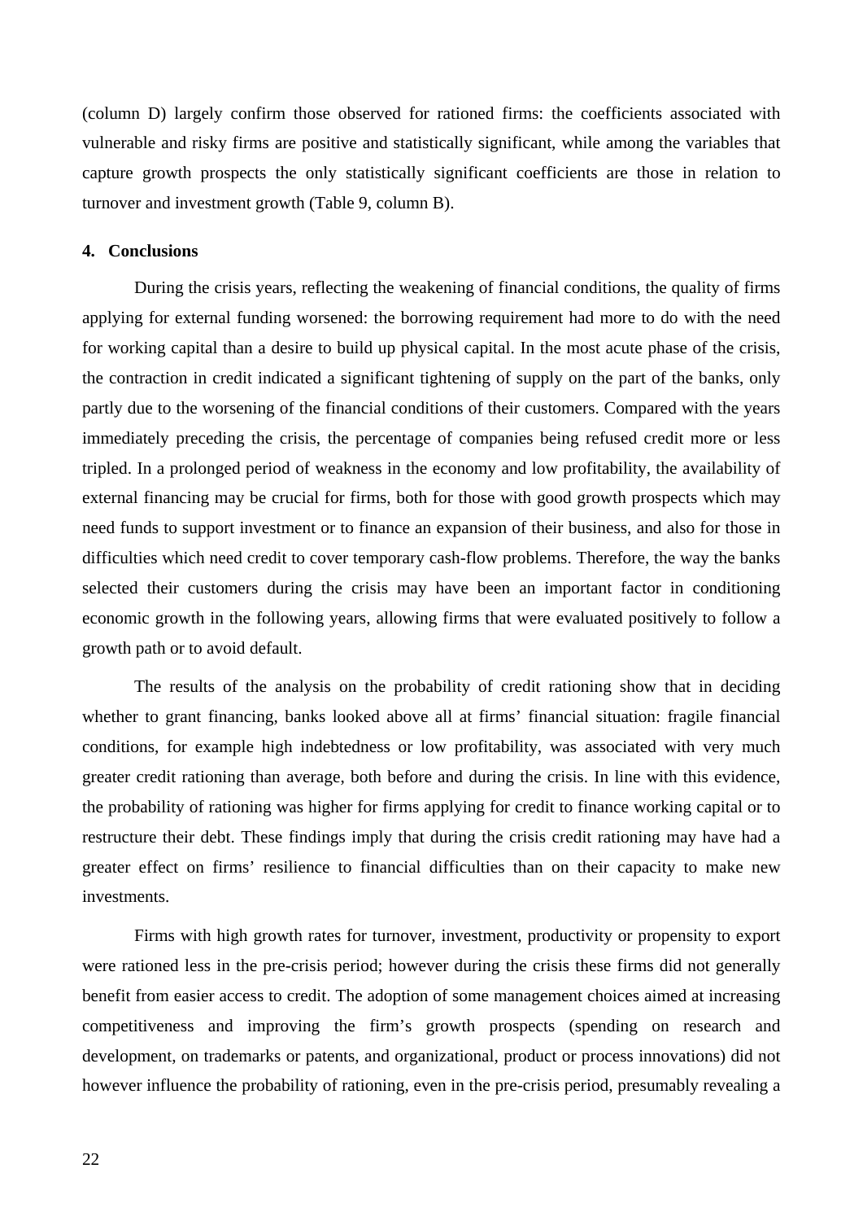(column D) largely confirm those observed for rationed firms: the coefficients associated with vulnerable and risky firms are positive and statistically significant, while among the variables that capture growth prospects the only statistically significant coefficients are those in relation to turnover and investment growth (Table 9, column B).

## 4. Conclusions

During the crisis years, reflecting the weakening of financial conditions, the quality of firms applying for external funding worsened: the borrowing requirement had more to do with the need for working capital than a desire to build up physical capital. In the most acute phase of the crisis, the contraction in credit indicated a significant tightening of supply on the part of the banks, only partly due to the worsening of the financial conditions of their customers. Compared with the years immediately preceding the crisis, the percentage of companies being refused credit more or less tripled. In a prolonged period of weakness in the economy and low profitability, the availability of external financing may be crucial for firms, both for those with good growth prospects which may need funds to support investment or to finance an expansion of their business, and also for those in difficulties which need credit to cover temporary cash-flow problems. Therefore, the way the banks selected their customers during the crisis may have been an important factor in conditioning economic growth in the following years, allowing firms that were evaluated positively to follow a growth path or to avoid default.

The results of the analysis on the probability of credit rationing show that in deciding whether to grant financing, banks looked above all at firms' financial situation: fragile financial conditions, for example high indebtedness or low profitability, was associated with very much greater credit rationing than average, both before and during the crisis. In line with this evidence, the probability of rationing was higher for firms applying for credit to finance working capital or to restructure their debt. These findings imply that during the crisis credit rationing may have had a greater effect on firms' resilience to financial difficulties than on their capacity to make new investments.

Firms with high growth rates for turnover, investment, productivity or propensity to export were rationed less in the pre-crisis period; however during the crisis these firms did not generally benefit from easier access to credit. The adoption of some management choices aimed at increasing competitiveness and improving the firm's growth prospects (spending on research and development, on trademarks or patents, and organizational, product or process innovations) did not however influence the probability of rationing, even in the pre-crisis period, presumably revealing a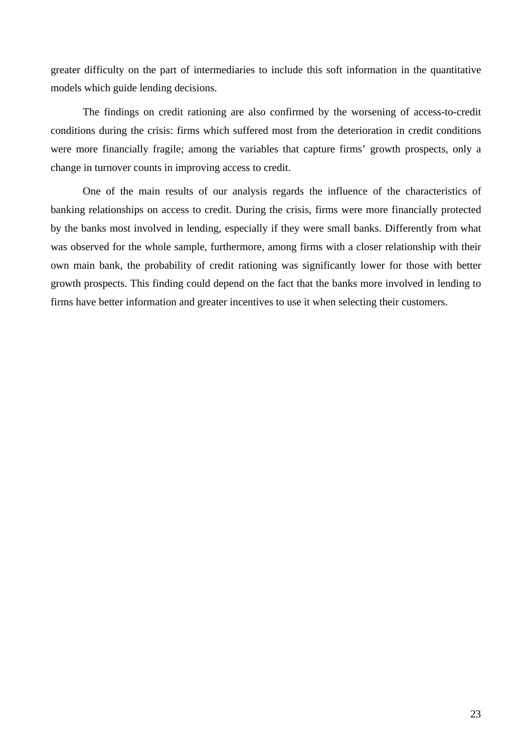greater difficulty on the part of intermediaries to include this soft information in the quantitative models which guide lending decisions.

The findings on credit rationing are also confirmed by the worsening of access-to-credit conditions during the crisis: firms which suffered most from the deterioration in credit conditions were more financially fragile; among the variables that capture firms' growth prospects, only a change in turnover counts in improving access to credit.

One of the main results of our analysis regards the influence of the characteristics of banking relationships on access to credit. During the crisis, firms were more financially protected by the banks most involved in lending, especially if they were small banks. Differently from what was observed for the whole sample, furthermore, among firms with a closer relationship with their own main bank, the probability of credit rationing was significantly lower for those with better growth prospects. This finding could depend on the fact that the banks more involved in lending to firms have better information and greater incentives to use it when selecting their customers.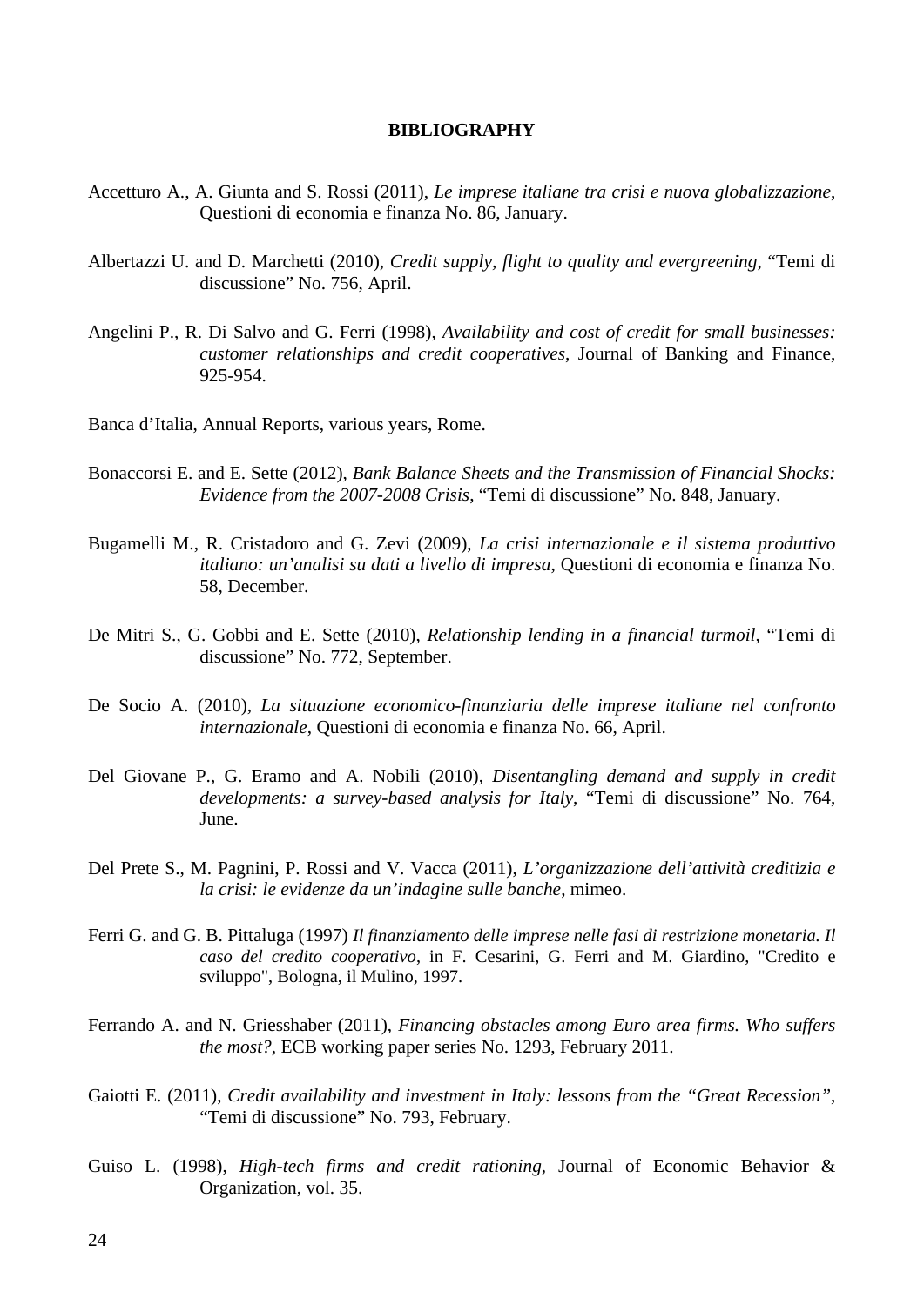**BIBLIOGRAPHY**

Accetturo A., A. Giunta and S. Rossi (2011), *Le imprese italiane tra crisi e nuova globalizzazione*, Questioni di economia e finanza No. 86, January.

Albertazzi U. and D. Marchetti (2010), *Credit supply, flight to quality and evergreening*, "Temi di discussione" No. 756, April.

Angelini P., R. Di Salvo and G. Ferri (1998), *Availability and cost of credit for small businesses: customer relationships and credit cooperatives*, Journal of Banking and Finance, 925-954.

Banca d'Italia, Annual Reports, various years, Rome.

Bonaccorsi E. and E. Sette (2012), *Bank Balance Sheets and the Transmission of Financial Shocks: Evidence from the 2007-2008 Crisis*, "Temi di discussione" No. 848, January.

Bugamelli M., R. Cristadoro and G. Zevi (2009), *La crisi internazionale e il sistema produttivo italiano: un'analisi su dati a livello di impresa*, Questioni di economia e finanza No. 58, December.

De Mitri S., G. Gobbi and E. Sette (2010), *Relationship lending in a financial turmoil*, "Temi di discussione" No. 772, September.

De Socio A. (2010), *La situazione economico-finanziaria delle imprese italiane nel confronto internazionale*, Questioni di economia e finanza No. 66, April.

Del Giovane P., G. Eramo and A. Nobili (2010), *Disentangling demand and supply in credit developments: a survey-based analysis for Italy*, "Temi di discussione" No. 764, June.

Del Prete S., M. Pagnini, P. Rossi and V. Vacca (2011), *L'organizzazione dell'attività creditizia e la crisi: le evidenze da un'indagine sulle banche*, mimeo.

Ferri G. and G. B. Pittaluga (1997) *Il finanziamento delle imprese nelle fasi di restrizione monetaria. Il caso del credito cooperativo*, in F. Cesarini, G. Ferri and M. Giardino, "Credito e sviluppo", Bologna, il Mulino, 1997.

Ferrando A. and N. Griesshaber (2011), *Financing obstacles among Euro area firms. Who suffers the most?*, ECB working paper series No. 1293, February 2011.

Gaiotti E. (2011), *Credit availability and investment in Italy: lessons from the "Great Recession"*, "Temi di discussione" No. 793, February.

Guiso L. (1998), *High-tech firms and credit rationing*, Journal of Economic Behavior & Organization, vol. 35.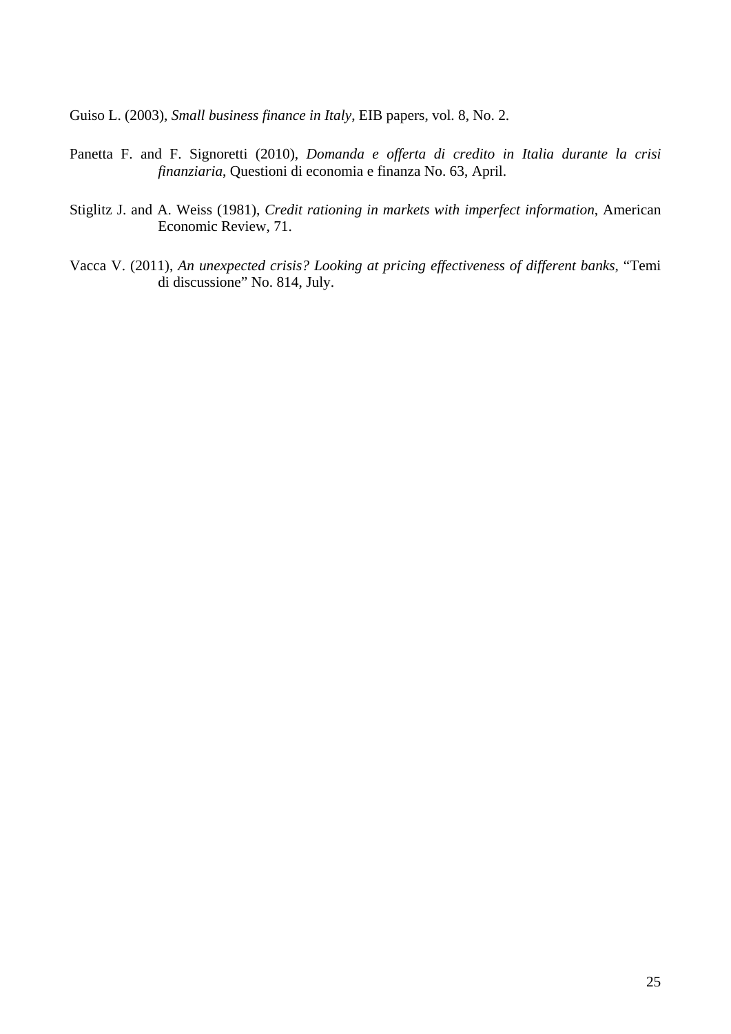Guiso L. (2003), *Small business finance in Italy*, EIB papers, vol. 8, No. 2.

Panetta F. and F. Signoretti (2010), *Domanda e offerta di credito in Italia durante la crisi finanziaria*, Questioni di economia e finanza No. 63, April.

Stiglitz J. and A. Weiss (1981), *Credit rationing in markets with imperfect information*, American Economic Review, 71.

Vacca V. (2011), *An unexpected crisis? Looking at pricing effectiveness of different banks*, "Temi di discussione" No. 814, July.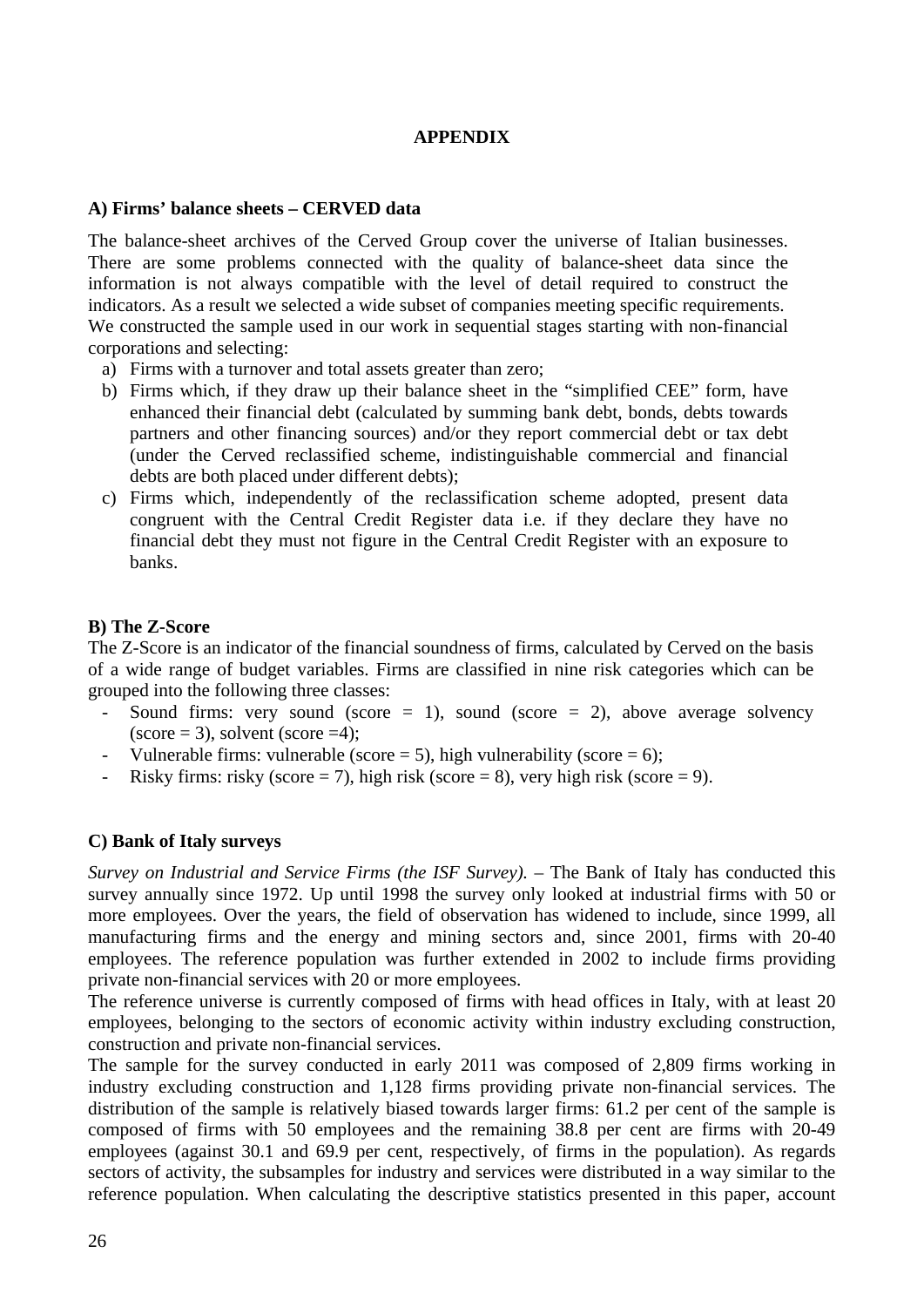# APPENDIX

### A) Firms' balance sheets – CERVED data

The balance-sheet archives of the Cerved Group cover the universe of Italian businesses. There are some problems connected with the quality of balance-sheet data since the information is not always compatible with the level of detail required to construct the indicators. As a result we selected a wide subset of companies meeting specific requirements.
We constructed the sample used in our work in sequential stages starting with non-financial corporations and selecting:

a) Firms with a turnover and total assets greater than zero;
b) Firms which, if they draw up their balance sheet in the "simplified CEE" form, have enhanced their financial debt (calculated by summing bank debt, bonds, debts towards partners and other financing sources) and/or they report commercial debt or tax debt (under the Cerved reclassified scheme, indistinguishable commercial and financial debts are both placed under different debts);
c) Firms which, independently of the reclassification scheme adopted, present data congruent with the Central Credit Register data i.e. if they declare they have no financial debt they must not figure in the Central Credit Register with an exposure to banks.

### B) The Z-Score

The Z-Score is an indicator of the financial soundness of firms, calculated by Cerved on the basis of a wide range of budget variables. Firms are classified in nine risk categories which can be grouped into the following three classes:

- Sound firms: very sound (score = 1), sound (score = 2), above average solvency (score = 3), solvent (score =4);
- Vulnerable firms: vulnerable (score = 5), high vulnerability (score = 6);
- Risky firms: risky (score = 7), high risk (score = 8), very high risk (score = 9).

### C) Bank of Italy surveys

*Survey on Industrial and Service Firms (the ISF Survey).* – The Bank of Italy has conducted this survey annually since 1972. Up until 1998 the survey only looked at industrial firms with 50 or more employees. Over the years, the field of observation has widened to include, since 1999, all manufacturing firms and the energy and mining sectors and, since 2001, firms with 20-40 employees. The reference population was further extended in 2002 to include firms providing private non-financial services with 20 or more employees.
The reference universe is currently composed of firms with head offices in Italy, with at least 20 employees, belonging to the sectors of economic activity within industry excluding construction, construction and private non-financial services.
The sample for the survey conducted in early 2011 was composed of 2,809 firms working in industry excluding construction and 1,128 firms providing private non-financial services. The distribution of the sample is relatively biased towards larger firms: 61.2 per cent of the sample is composed of firms with 50 employees and the remaining 38.8 per cent are firms with 20-49 employees (against 30.1 and 69.9 per cent, respectively, of firms in the population). As regards sectors of activity, the subsamples for industry and services were distributed in a way similar to the reference population. When calculating the descriptive statistics presented in this paper, account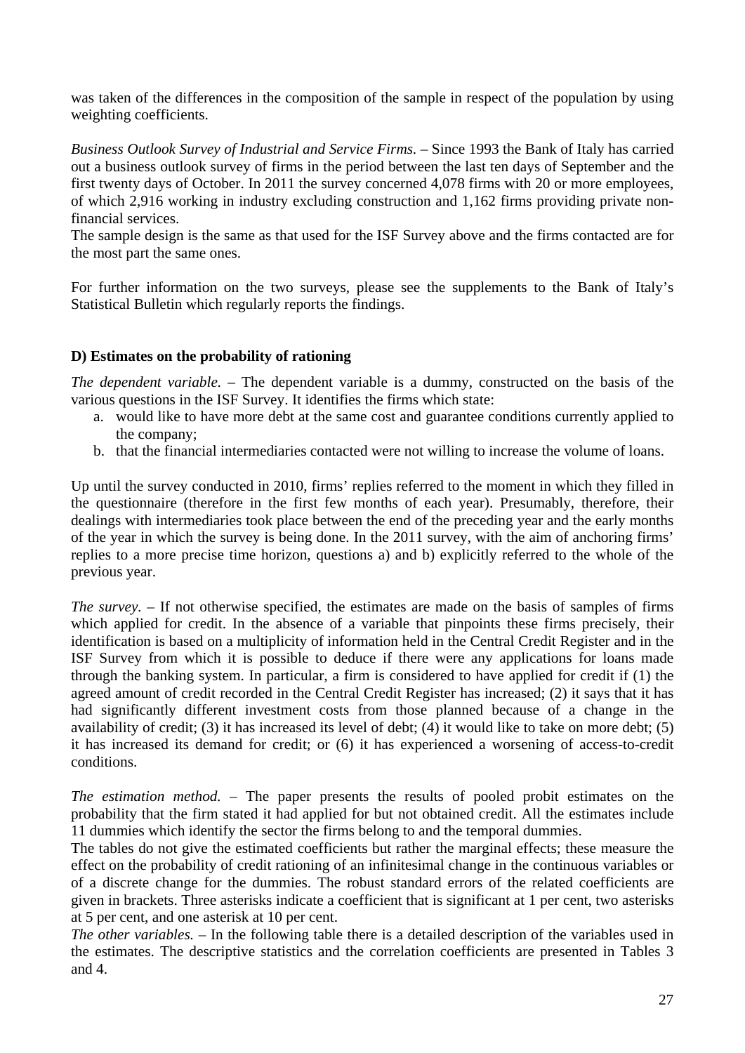was taken of the differences in the composition of the sample in respect of the population by using weighting coefficients.

*Business Outlook Survey of Industrial and Service Firms.* – Since 1993 the Bank of Italy has carried out a business outlook survey of firms in the period between the last ten days of September and the first twenty days of October. In 2011 the survey concerned 4,078 firms with 20 or more employees, of which 2,916 working in industry excluding construction and 1,162 firms providing private non-financial services.

The sample design is the same as that used for the ISF Survey above and the firms contacted are for the most part the same ones.

For further information on the two surveys, please see the supplements to the Bank of Italy's Statistical Bulletin which regularly reports the findings.

**D) Estimates on the probability of rationing**

*The dependent variable.* – The dependent variable is a dummy, constructed on the basis of the various questions in the ISF Survey. It identifies the firms which state:

a. would like to have more debt at the same cost and guarantee conditions currently applied to the company;
b. that the financial intermediaries contacted were not willing to increase the volume of loans.

Up until the survey conducted in 2010, firms' replies referred to the moment in which they filled in the questionnaire (therefore in the first few months of each year). Presumably, therefore, their dealings with intermediaries took place between the end of the preceding year and the early months of the year in which the survey is being done. In the 2011 survey, with the aim of anchoring firms' replies to a more precise time horizon, questions a) and b) explicitly referred to the whole of the previous year.

*The survey.* – If not otherwise specified, the estimates are made on the basis of samples of firms which applied for credit. In the absence of a variable that pinpoints these firms precisely, their identification is based on a multiplicity of information held in the Central Credit Register and in the ISF Survey from which it is possible to deduce if there were any applications for loans made through the banking system. In particular, a firm is considered to have applied for credit if (1) the agreed amount of credit recorded in the Central Credit Register has increased; (2) it says that it has had significantly different investment costs from those planned because of a change in the availability of credit; (3) it has increased its level of debt; (4) it would like to take on more debt; (5) it has increased its demand for credit; or (6) it has experienced a worsening of access-to-credit conditions.

*The estimation method.* – The paper presents the results of pooled probit estimates on the probability that the firm stated it had applied for but not obtained credit. All the estimates include 11 dummies which identify the sector the firms belong to and the temporal dummies.

The tables do not give the estimated coefficients but rather the marginal effects; these measure the effect on the probability of credit rationing of an infinitesimal change in the continuous variables or of a discrete change for the dummies. The robust standard errors of the related coefficients are given in brackets. Three asterisks indicate a coefficient that is significant at 1 per cent, two asterisks at 5 per cent, and one asterisk at 10 per cent.

*The other variables.* – In the following table there is a detailed description of the variables used in the estimates. The descriptive statistics and the correlation coefficients are presented in Tables 3 and 4.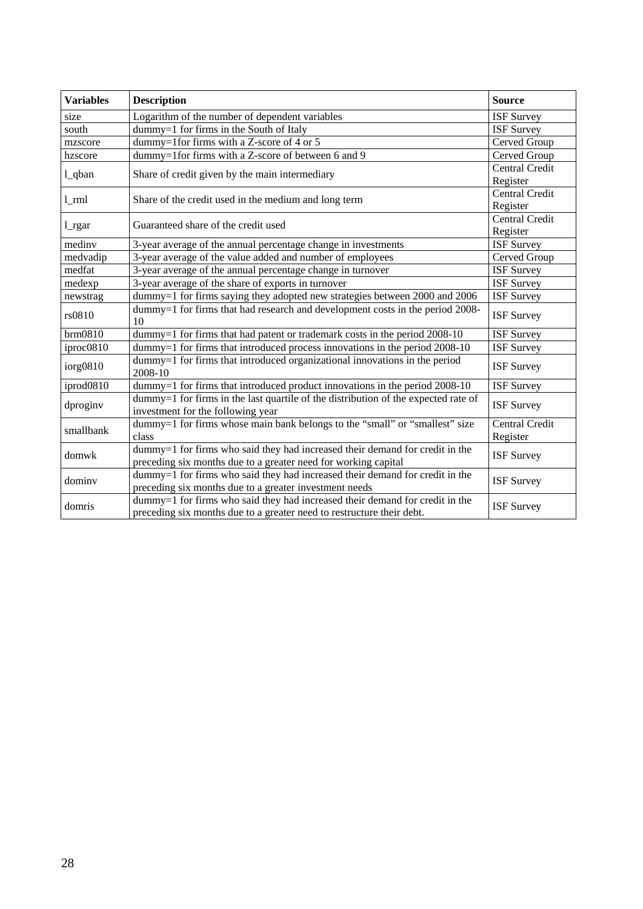| Variables | Description | Source |
|---|---|---|
| size | Logarithm of the number of dependent variables | ISF Survey |
| south | dummy=1 for firms in the South of Italy | ISF Survey |
| mzscore | dummy=1for firms with a Z-score of 4 or 5 | Cerved Group |
| hzscore | dummy=1for firms with a Z-score of between 6 and 9 | Cerved Group |
| l_qban | Share of credit given by the main intermediary | Central Credit Register |
| l_rml | Share of the credit used in the medium and long term | Central Credit Register |
| l_rgar | Guaranteed share of the credit used | Central Credit Register |
| medinv | 3-year average of the annual percentage change in investments | ISF Survey |
| medvadip | 3-year average of the value added and number of employees | Cerved Group |
| medfat | 3-year average of the annual percentage change in turnover | ISF Survey |
| medexp | 3-year average of the share of exports in turnover | ISF Survey |
| newstrag | dummy=1 for firms saying they adopted new strategies between 2000 and 2006 | ISF Survey |
| rs0810 | dummy=1 for firms that had research and development costs in the period 2008-10 | ISF Survey |
| brm0810 | dummy=1 for firms that had patent or trademark costs in the period 2008-10 | ISF Survey |
| iproc0810 | dummy=1 for firms that introduced process innovations in the period 2008-10 | ISF Survey |
| iorg0810 | dummy=1 for firms that introduced organizational innovations in the period 2008-10 | ISF Survey |
| iprod0810 | dummy=1 for firms that introduced product innovations in the period 2008-10 | ISF Survey |
| dproginv | dummy=1 for firms in the last quartile of the distribution of the expected rate of investment for the following year | ISF Survey |
| smallbank | dummy=1 for firms whose main bank belongs to the "small" or "smallest" size class | Central Credit Register |
| domwk | dummy=1 for firms who said they had increased their demand for credit in the preceding six months due to a greater need for working capital | ISF Survey |
| dominv | dummy=1 for firms who said they had increased their demand for credit in the preceding six months due to a greater investment needs | ISF Survey |
| domris | dummy=1 for firms who said they had increased their demand for credit in the preceding six months due to a greater need to restructure their debt. | ISF Survey |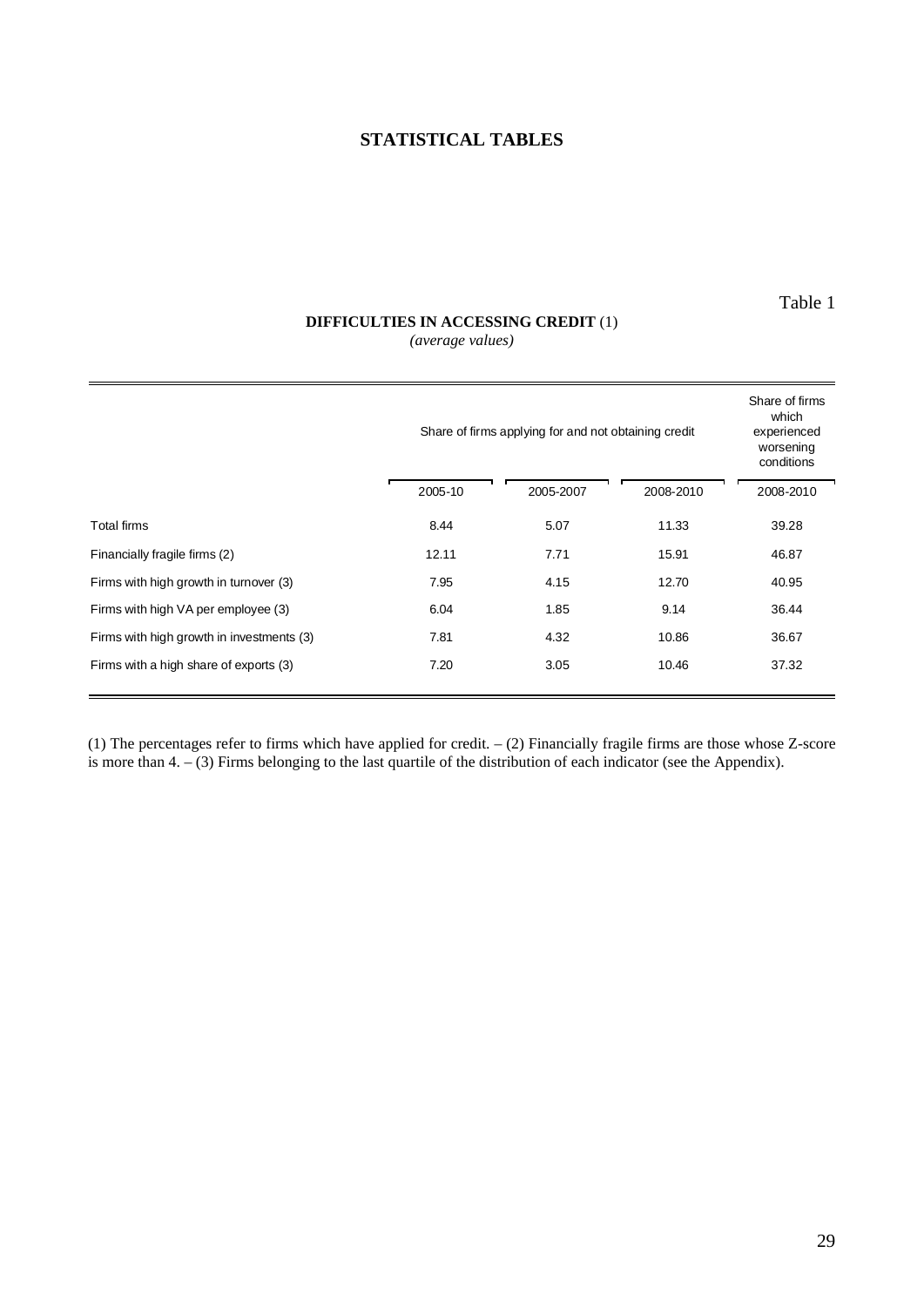# STATISTICAL TABLES

Table 1

**DIFFICULTIES IN ACCESSING CREDIT** (1)
*(average values)*

| | Share of firms applying for and not obtaining credit | | | Share of firms which experienced worsening conditions |
|---|---|---|---|---|
| | 2005-10 | 2005-2007 | 2008-2010 | 2008-2010 |
| Total firms | 8.44 | 5.07 | 11.33 | 39.28 |
| Financially fragile firms (2) | 12.11 | 7.71 | 15.91 | 46.87 |
| Firms with high growth in turnover (3) | 7.95 | 4.15 | 12.70 | 40.95 |
| Firms with high VA per employee (3) | 6.04 | 1.85 | 9.14 | 36.44 |
| Firms with high growth in investments (3) | 7.81 | 4.32 | 10.86 | 36.67 |
| Firms with a high share of exports (3) | 7.20 | 3.05 | 10.46 | 37.32 |

(1) The percentages refer to firms which have applied for credit. – (2) Financially fragile firms are those whose Z-score is more than 4. – (3) Firms belonging to the last quartile of the distribution of each indicator (see the Appendix).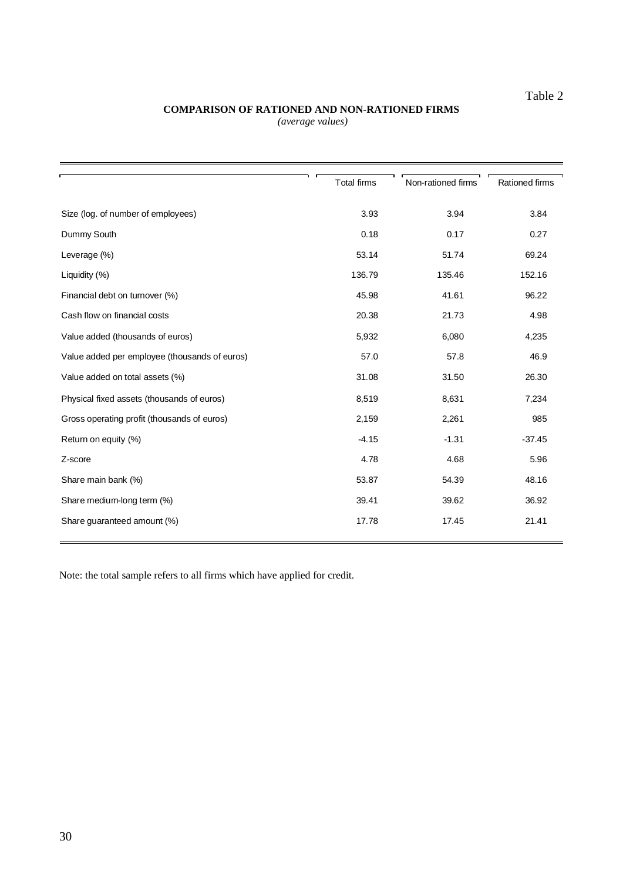Table 2

**COMPARISON OF RATIONED AND NON-RATIONED FIRMS**

*(average values)*

| | Total firms | Non-rationed firms | Rationed firms |
|---|---|---|---|
| Size (log. of number of employees) | 3.93 | 3.94 | 3.84 |
| Dummy South | 0.18 | 0.17 | 0.27 |
| Leverage (%) | 53.14 | 51.74 | 69.24 |
| Liquidity (%) | 136.79 | 135.46 | 152.16 |
| Financial debt on turnover (%) | 45.98 | 41.61 | 96.22 |
| Cash flow on financial costs | 20.38 | 21.73 | 4.98 |
| Value added (thousands of euros) | 5,932 | 6,080 | 4,235 |
| Value added per employee (thousands of euros) | 57.0 | 57.8 | 46.9 |
| Value added on total assets (%) | 31.08 | 31.50 | 26.30 |
| Physical fixed assets (thousands of euros) | 8,519 | 8,631 | 7,234 |
| Gross operating profit (thousands of euros) | 2,159 | 2,261 | 985 |
| Return on equity (%) | -4.15 | -1.31 | -37.45 |
| Z-score | 4.78 | 4.68 | 5.96 |
| Share main bank (%) | 53.87 | 54.39 | 48.16 |
| Share medium-long term (%) | 39.41 | 39.62 | 36.92 |
| Share guaranteed amount (%) | 17.78 | 17.45 | 21.41 |

Note: the total sample refers to all firms which have applied for credit.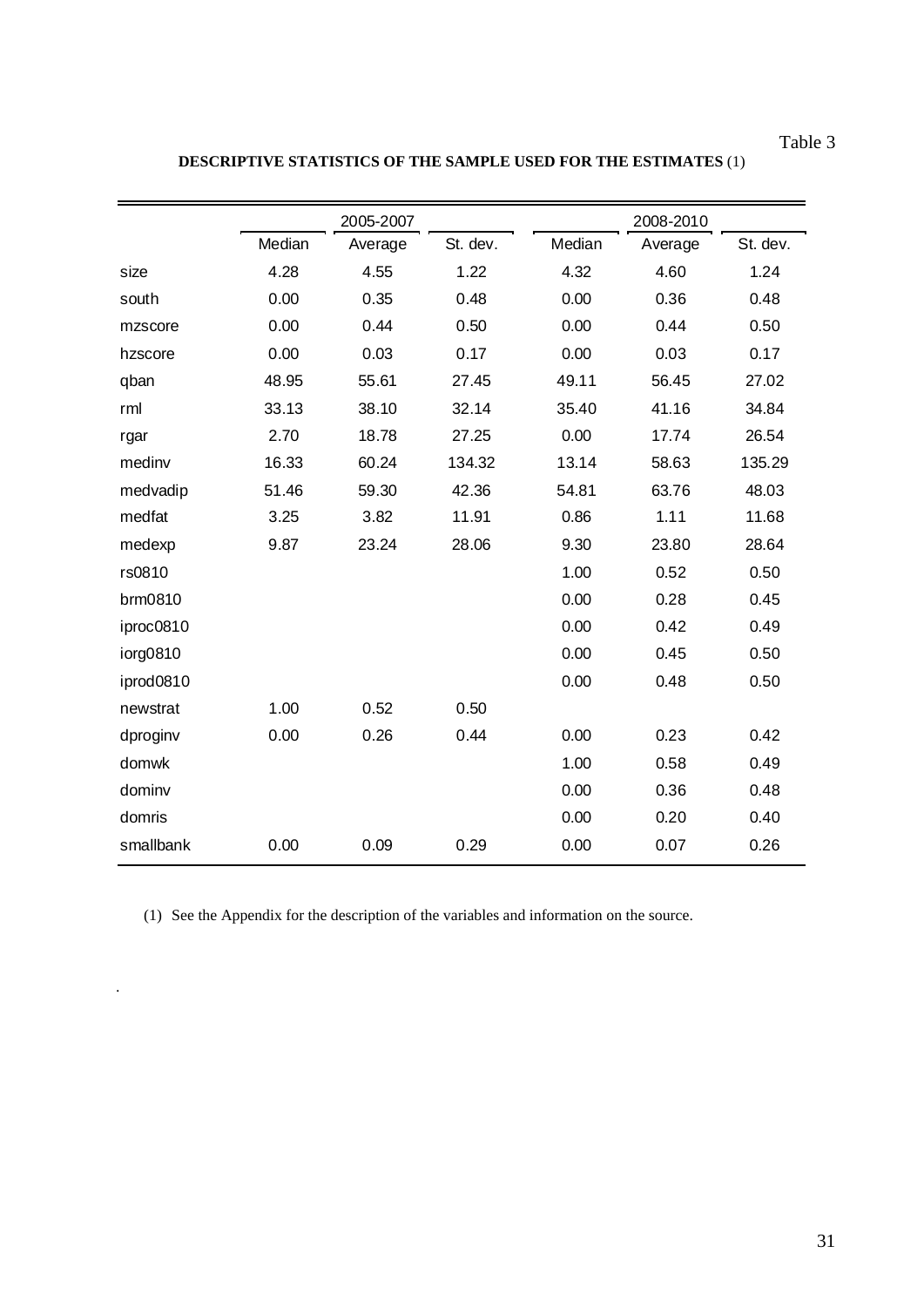Table 3

**DESCRIPTIVE STATISTICS OF THE SAMPLE USED FOR THE ESTIMATES** (1)

| | 2005-2007 | | | 2008-2010 | | |
|---|---|---|---|---|---|---|
| | Median | Average | St. dev. | Median | Average | St. dev. |
| size | 4.28 | 4.55 | 1.22 | 4.32 | 4.60 | 1.24 |
| south | 0.00 | 0.35 | 0.48 | 0.00 | 0.36 | 0.48 |
| mzscore | 0.00 | 0.44 | 0.50 | 0.00 | 0.44 | 0.50 |
| hzscore | 0.00 | 0.03 | 0.17 | 0.00 | 0.03 | 0.17 |
| qban | 48.95 | 55.61 | 27.45 | 49.11 | 56.45 | 27.02 |
| rml | 33.13 | 38.10 | 32.14 | 35.40 | 41.16 | 34.84 |
| rgar | 2.70 | 18.78 | 27.25 | 0.00 | 17.74 | 26.54 |
| medinv | 16.33 | 60.24 | 134.32 | 13.14 | 58.63 | 135.29 |
| medvadip | 51.46 | 59.30 | 42.36 | 54.81 | 63.76 | 48.03 |
| medfat | 3.25 | 3.82 | 11.91 | 0.86 | 1.11 | 11.68 |
| medexp | 9.87 | 23.24 | 28.06 | 9.30 | 23.80 | 28.64 |
| rs0810 | | | | 1.00 | 0.52 | 0.50 |
| brm0810 | | | | 0.00 | 0.28 | 0.45 |
| iproc0810 | | | | 0.00 | 0.42 | 0.49 |
| iorg0810 | | | | 0.00 | 0.45 | 0.50 |
| iprod0810 | | | | 0.00 | 0.48 | 0.50 |
| newstrat | 1.00 | 0.52 | 0.50 | | | |
| dproginv | 0.00 | 0.26 | 0.44 | 0.00 | 0.23 | 0.42 |
| domwk | | | | 1.00 | 0.58 | 0.49 |
| dominv | | | | 0.00 | 0.36 | 0.48 |
| domris | | | | 0.00 | 0.20 | 0.40 |
| smallbank | 0.00 | 0.09 | 0.29 | 0.00 | 0.07 | 0.26 |

(1) See the Appendix for the description of the variables and information on the source.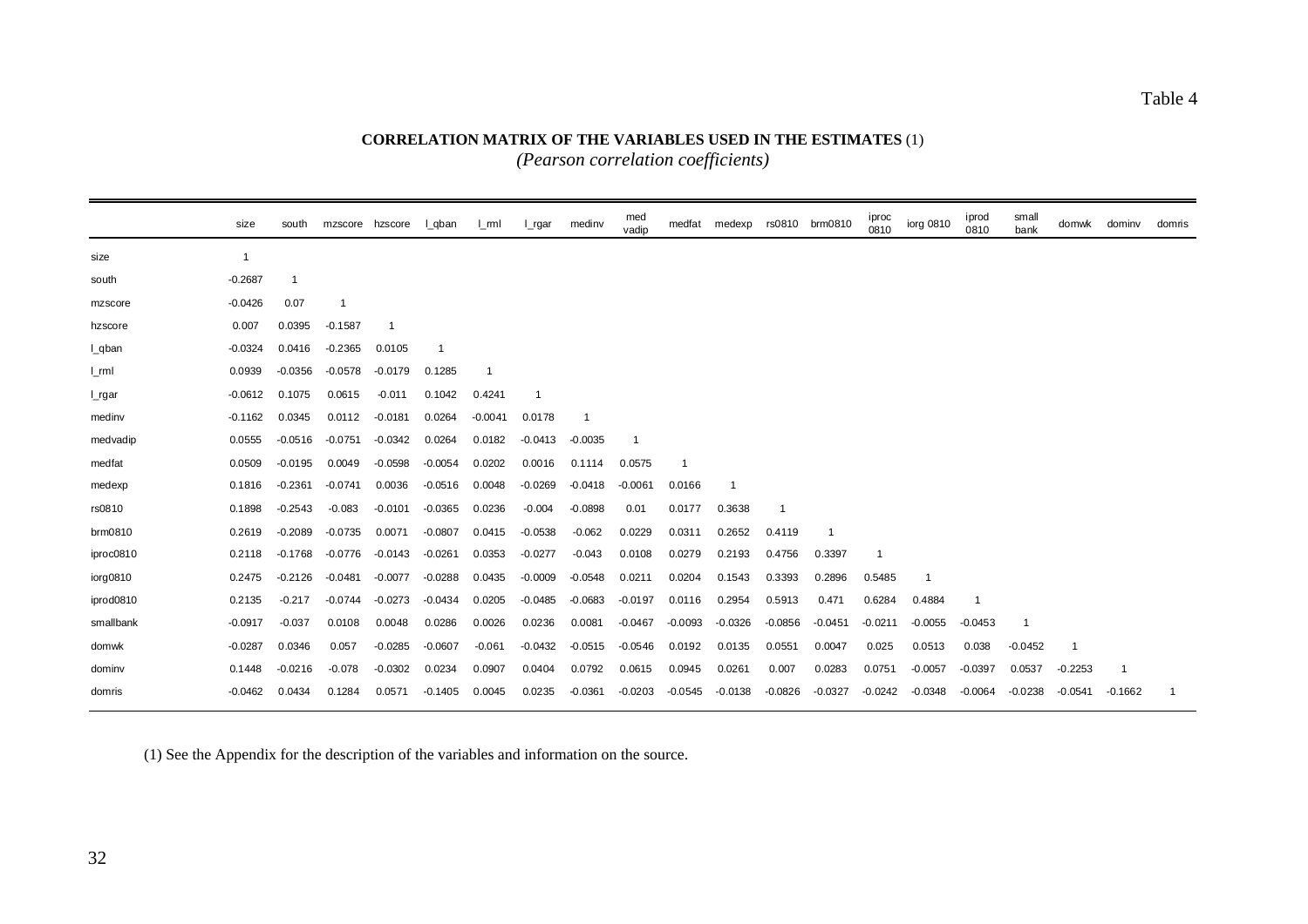Table 4

**CORRELATION MATRIX OF THE VARIABLES USED IN THE ESTIMATES** (1)
*(Pearson correlation coefficients)*

| | size | south | mzscore | hzscore | l_qban | l_rml | l_rgar | medinv | med vadip | medfat | medexp | rs0810 | brm0810 | iproc 0810 | iorg 0810 | iprod 0810 | small bank | domwk | dominv | domris |
|---|---|---|---|---|---|---|---|---|---|---|---|---|---|---|---|---|---|---|---|---|
| size | 1 | | | | | | | | | | | | | | | | | | | |
| south | -0.2687 | 1 | | | | | | | | | | | | | | | | | | |
| mzscore | -0.0426 | 0.07 | 1 | | | | | | | | | | | | | | | | | |
| hzscore | 0.007 | 0.0395 | -0.1587 | 1 | | | | | | | | | | | | | | | | |
| l_qban | -0.0324 | 0.0416 | -0.2365 | 0.0105 | 1 | | | | | | | | | | | | | | | |
| l_rml | 0.0939 | -0.0356 | -0.0578 | -0.0179 | 0.1285 | 1 | | | | | | | | | | | | | | |
| l_rgar | -0.0612 | 0.1075 | 0.0615 | -0.011 | 0.1042 | 0.4241 | 1 | | | | | | | | | | | | | |
| medinv | -0.1162 | 0.0345 | 0.0112 | -0.0181 | 0.0264 | -0.0041 | 0.0178 | 1 | | | | | | | | | | | | |
| medvadip | 0.0555 | -0.0516 | -0.0751 | -0.0342 | 0.0264 | 0.0182 | -0.0413 | -0.0035 | 1 | | | | | | | | | | | |
| medfat | 0.0509 | -0.0195 | 0.0049 | -0.0598 | -0.0054 | 0.0202 | 0.0016 | 0.1114 | 0.0575 | 1 | | | | | | | | | | |
| medexp | 0.1816 | -0.2361 | -0.0741 | 0.0036 | -0.0516 | 0.0048 | -0.0269 | -0.0418 | -0.0061 | 0.0166 | 1 | | | | | | | | | |
| rs0810 | 0.1898 | -0.2543 | -0.083 | -0.0101 | -0.0365 | 0.0236 | -0.004 | -0.0898 | 0.01 | 0.0177 | 0.3638 | 1 | | | | | | | | |
| brm0810 | 0.2619 | -0.2089 | -0.0735 | 0.0071 | -0.0807 | 0.0415 | -0.0538 | -0.062 | 0.0229 | 0.0311 | 0.2652 | 0.4119 | 1 | | | | | | | |
| iproc0810 | 0.2118 | -0.1768 | -0.0776 | -0.0143 | -0.0261 | 0.0353 | -0.0277 | -0.043 | 0.0108 | 0.0279 | 0.2193 | 0.4756 | 0.3397 | 1 | | | | | | |
| iorg0810 | 0.2475 | -0.2126 | -0.0481 | -0.0077 | -0.0288 | 0.0435 | -0.0009 | -0.0548 | 0.0211 | 0.0204 | 0.1543 | 0.3393 | 0.2896 | 0.5485 | 1 | | | | | |
| iprod0810 | 0.2135 | -0.217 | -0.0744 | -0.0273 | -0.0434 | 0.0205 | -0.0485 | -0.0683 | -0.0197 | 0.0116 | 0.2954 | 0.5913 | 0.471 | 0.6284 | 0.4884 | 1 | | | | |
| smallbank | -0.0917 | -0.037 | 0.0108 | 0.0048 | 0.0286 | 0.0026 | 0.0236 | 0.0081 | -0.0467 | -0.0093 | -0.0326 | -0.0856 | -0.0451 | -0.0211 | -0.0055 | -0.0453 | 1 | | | |
| domwk | -0.0287 | 0.0346 | 0.057 | -0.0285 | -0.0607 | -0.061 | -0.0432 | -0.0515 | -0.0546 | 0.0192 | 0.0135 | 0.0551 | 0.0047 | 0.025 | 0.0513 | 0.038 | -0.0452 | 1 | | |
| dominv | 0.1448 | -0.0216 | -0.078 | -0.0302 | 0.0234 | 0.0907 | 0.0404 | 0.0792 | 0.0615 | 0.0945 | 0.0261 | 0.007 | 0.0283 | 0.0751 | -0.0057 | -0.0397 | 0.0537 | -0.2253 | 1 | |
| domris | -0.0462 | 0.0434 | 0.1284 | 0.0571 | -0.1405 | 0.0045 | 0.0235 | -0.0361 | -0.0203 | -0.0545 | -0.0138 | -0.0826 | -0.0327 | -0.0242 | -0.0348 | -0.0064 | -0.0238 | -0.0541 | -0.1662 | 1 |

(1) See the Appendix for the description of the variables and information on the source.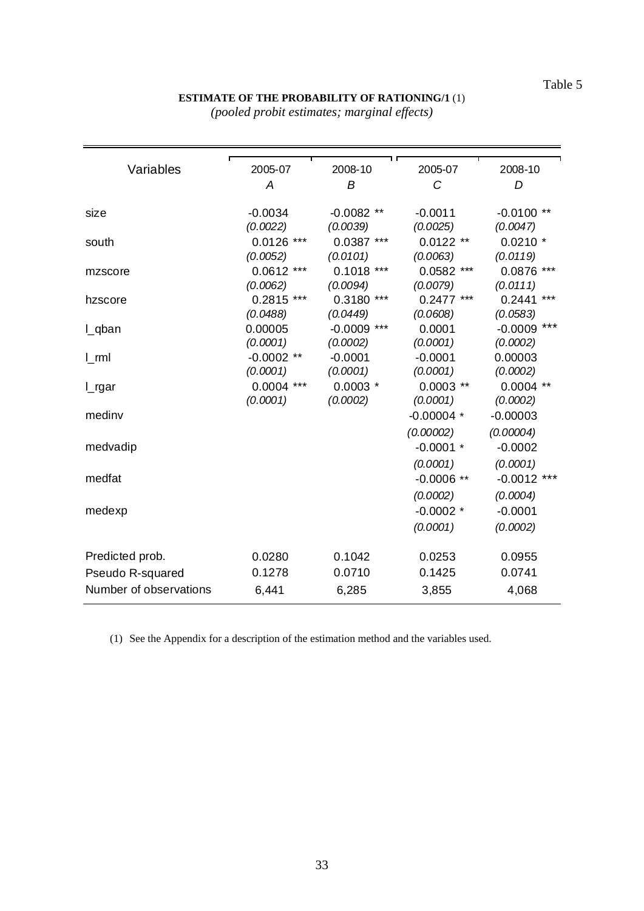Table 5

**ESTIMATE OF THE PROBABILITY OF RATIONING/1** (1)

*(pooled probit estimates; marginal effects)*

| Variables | 2005-07 | 2008-10 | 2005-07 | 2008-10 |
|---|---|---|---|---|
| | *A* | *B* | *C* | *D* |
| size | -0.0034 | -0.0082 ** | -0.0011 | -0.0100 ** |
| | *(0.0022)* | *(0.0039)* | *(0.0025)* | *(0.0047)* |
| south | 0.0126 *** | 0.0387 *** | 0.0122 ** | 0.0210 * |
| | *(0.0052)* | *(0.0101)* | *(0.0063)* | *(0.0119)* |
| mzscore | 0.0612 *** | 0.1018 *** | 0.0582 *** | 0.0876 *** |
| | *(0.0062)* | *(0.0094)* | *(0.0079)* | *(0.0111)* |
| hzscore | 0.2815 *** | 0.3180 *** | 0.2477 *** | 0.2441 *** |
| | *(0.0488)* | *(0.0449)* | *(0.0608)* | *(0.0583)* |
| l_qban | 0.00005 | -0.0009 *** | 0.0001 | -0.0009 *** |
| | *(0.0001)* | *(0.0002)* | *(0.0001)* | *(0.0002)* |
| l_rml | -0.0002 ** | -0.0001 | -0.0001 | 0.00003 |
| | *(0.0001)* | *(0.0001)* | *(0.0001)* | *(0.0002)* |
| l_rgar | 0.0004 *** | 0.0003 * | 0.0003 ** | 0.0004 ** |
| | *(0.0001)* | *(0.0002)* | *(0.0001)* | *(0.0002)* |
| medinv | | | -0.00004 * | -0.00003 |
| | | | *(0.00002)* | *(0.00004)* |
| medvadip | | | -0.0001 * | -0.0002 |
| | | | *(0.0001)* | *(0.0001)* |
| medfat | | | -0.0006 ** | -0.0012 *** |
| | | | *(0.0002)* | *(0.0004)* |
| medexp | | | -0.0002 * | -0.0001 |
| | | | *(0.0001)* | *(0.0002)* |
| Predicted prob. | 0.0280 | 0.1042 | 0.0253 | 0.0955 |
| Pseudo R-squared | 0.1278 | 0.0710 | 0.1425 | 0.0741 |
| Number of observations | 6,441 | 6,285 | 3,855 | 4,068 |

(1) See the Appendix for a description of the estimation method and the variables used.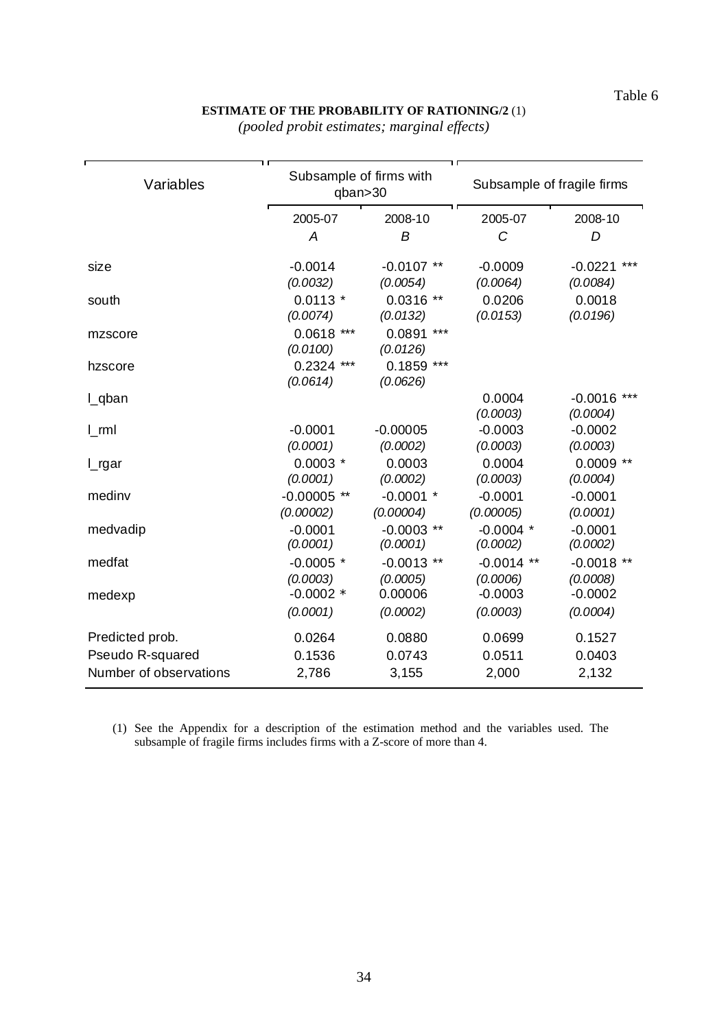Table 6

**ESTIMATE OF THE PROBABILITY OF RATIONING/2** (1)
*(pooled probit estimates; marginal effects)*

| Variables | Subsample of firms with qban>30 | | Subsample of fragile firms | |
|---|---|---|---|---|
| | 2005-07 | 2008-10 | 2005-07 | 2008-10 |
| | *A* | *B* | *C* | *D* |
| size | -0.0014 | -0.0107 ** | -0.0009 | -0.0221 *** |
| | *(0.0032)* | *(0.0054)* | *(0.0064)* | *(0.0084)* |
| south | 0.0113 * | 0.0316 ** | 0.0206 | 0.0018 |
| | *(0.0074)* | *(0.0132)* | *(0.0153)* | *(0.0196)* |
| mzscore | 0.0618 *** | 0.0891 *** | | |
| | *(0.0100)* | *(0.0126)* | | |
| hzscore | 0.2324 *** | 0.1859 *** | | |
| | *(0.0614)* | *(0.0626)* | | |
| l_qban | | | 0.0004 | -0.0016 *** |
| | | | *(0.0003)* | *(0.0004)* |
| l_rml | -0.0001 | -0.00005 | -0.0003 | -0.0002 |
| | *(0.0001)* | *(0.0002)* | *(0.0003)* | *(0.0003)* |
| l_rgar | 0.0003 * | 0.0003 | 0.0004 | 0.0009 ** |
| | *(0.0001)* | *(0.0002)* | *(0.0003)* | *(0.0004)* |
| medinv | -0.00005 ** | -0.0001 * | -0.0001 | -0.0001 |
| | *(0.00002)* | *(0.00004)* | *(0.00005)* | *(0.0001)* |
| medvadip | -0.0001 | -0.0003 ** | -0.0004 * | -0.0001 |
| | *(0.0001)* | *(0.0001)* | *(0.0002)* | *(0.0002)* |
| medfat | -0.0005 * | -0.0013 ** | -0.0014 ** | -0.0018 ** |
| | *(0.0003)* | *(0.0005)* | *(0.0006)* | *(0.0008)* |
| medexp | -0.0002 * | 0.00006 | -0.0003 | -0.0002 |
| | *(0.0001)* | *(0.0002)* | *(0.0003)* | *(0.0004)* |
| Predicted prob. | 0.0264 | 0.0880 | 0.0699 | 0.1527 |
| Pseudo R-squared | 0.1536 | 0.0743 | 0.0511 | 0.0403 |
| Number of observations | 2,786 | 3,155 | 2,000 | 2,132 |

(1) See the Appendix for a description of the estimation method and the variables used. The subsample of fragile firms includes firms with a Z-score of more than 4.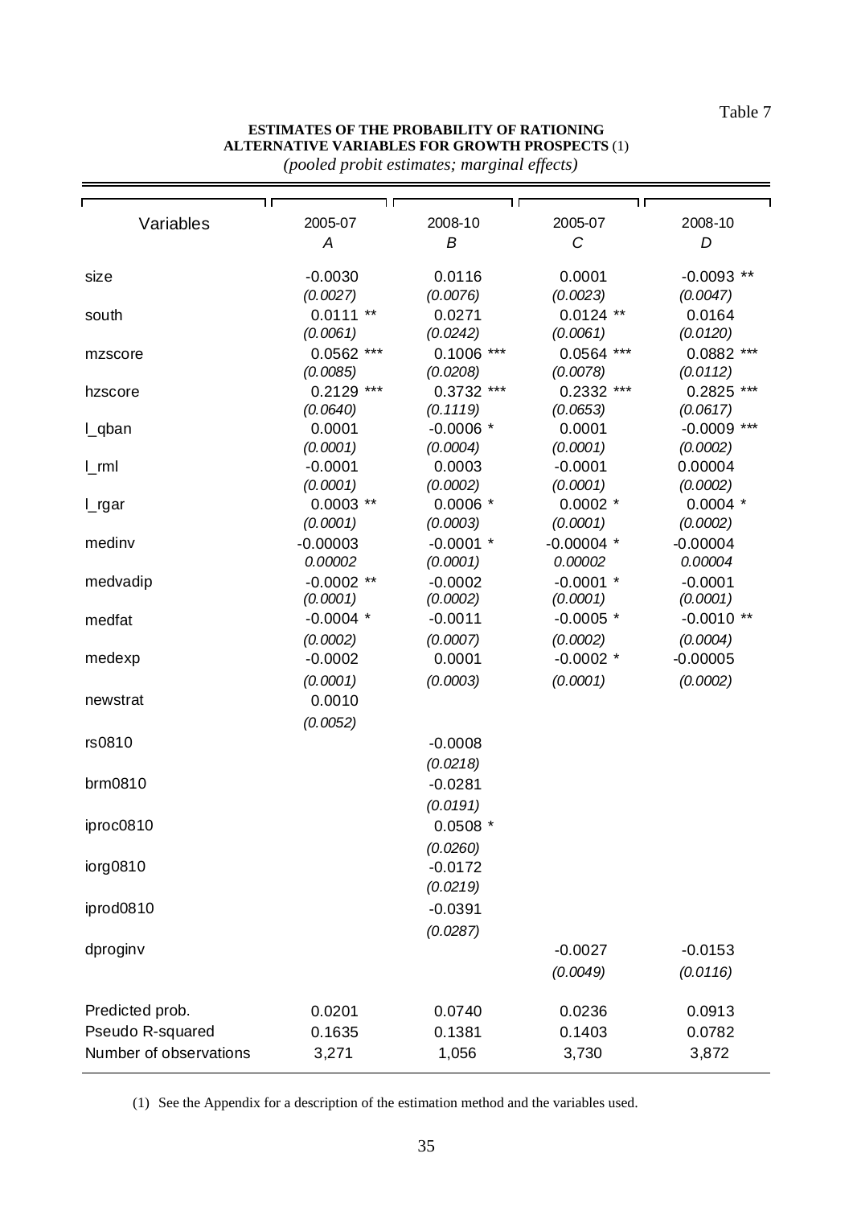Table 7

**ESTIMATES OF THE PROBABILITY OF RATIONING**
**ALTERNATIVE VARIABLES FOR GROWTH PROSPECTS** (1)
*(pooled probit estimates; marginal effects)*

| Variables | 2005-07 | 2008-10 | 2005-07 | 2008-10 |
|---|---|---|---|---|
| | *A* | *B* | *C* | *D* |
| size | -0.0030 | 0.0116 | 0.0001 | -0.0093 ** |
| | *(0.0027)* | *(0.0076)* | *(0.0023)* | *(0.0047)* |
| south | 0.0111 ** | 0.0271 | 0.0124 ** | 0.0164 |
| | *(0.0061)* | *(0.0242)* | *(0.0061)* | *(0.0120)* |
| mzscore | 0.0562 *** | 0.1006 *** | 0.0564 *** | 0.0882 *** |
| | *(0.0085)* | *(0.0208)* | *(0.0078)* | *(0.0112)* |
| hzscore | 0.2129 *** | 0.3732 *** | 0.2332 *** | 0.2825 *** |
| | *(0.0640)* | *(0.1119)* | *(0.0653)* | *(0.0617)* |
| l_qban | 0.0001 | -0.0006 * | 0.0001 | -0.0009 *** |
| | *(0.0001)* | *(0.0004)* | *(0.0001)* | *(0.0002)* |
| l_rml | -0.0001 | 0.0003 | -0.0001 | 0.00004 |
| | *(0.0001)* | *(0.0002)* | *(0.0001)* | *(0.0002)* |
| l_rgar | 0.0003 ** | 0.0006 * | 0.0002 * | 0.0004 * |
| | *(0.0001)* | *(0.0003)* | *(0.0001)* | *(0.0002)* |
| medinv | -0.00003 | -0.0001 * | -0.00004 * | -0.00004 |
| | *0.00002* | *(0.0001)* | *0.00002* | *0.00004* |
| medvadip | -0.0002 ** | -0.0002 | -0.0001 * | -0.0001 |
| | *(0.0001)* | *(0.0002)* | *(0.0001)* | *(0.0001)* |
| medfat | -0.0004 * | -0.0011 | -0.0005 * | -0.0010 ** |
| | *(0.0002)* | *(0.0007)* | *(0.0002)* | *(0.0004)* |
| medexp | -0.0002 | 0.0001 | -0.0002 * | -0.00005 |
| | *(0.0001)* | *(0.0003)* | *(0.0001)* | *(0.0002)* |
| newstrat | 0.0010 | | | |
| | *(0.0052)* | | | |
| rs0810 | | -0.0008 | | |
| | | *(0.0218)* | | |
| brm0810 | | -0.0281 | | |
| | | *(0.0191)* | | |
| iproc0810 | | 0.0508 * | | |
| | | *(0.0260)* | | |
| iorg0810 | | -0.0172 | | |
| | | *(0.0219)* | | |
| iprod0810 | | -0.0391 | | |
| | | *(0.0287)* | | |
| dproginv | | | -0.0027 | -0.0153 |
| | | | *(0.0049)* | *(0.0116)* |
| Predicted prob. | 0.0201 | 0.0740 | 0.0236 | 0.0913 |
| Pseudo R-squared | 0.1635 | 0.1381 | 0.1403 | 0.0782 |
| Number of observations | 3,271 | 1,056 | 3,730 | 3,872 |

(1) See the Appendix for a description of the estimation method and the variables used.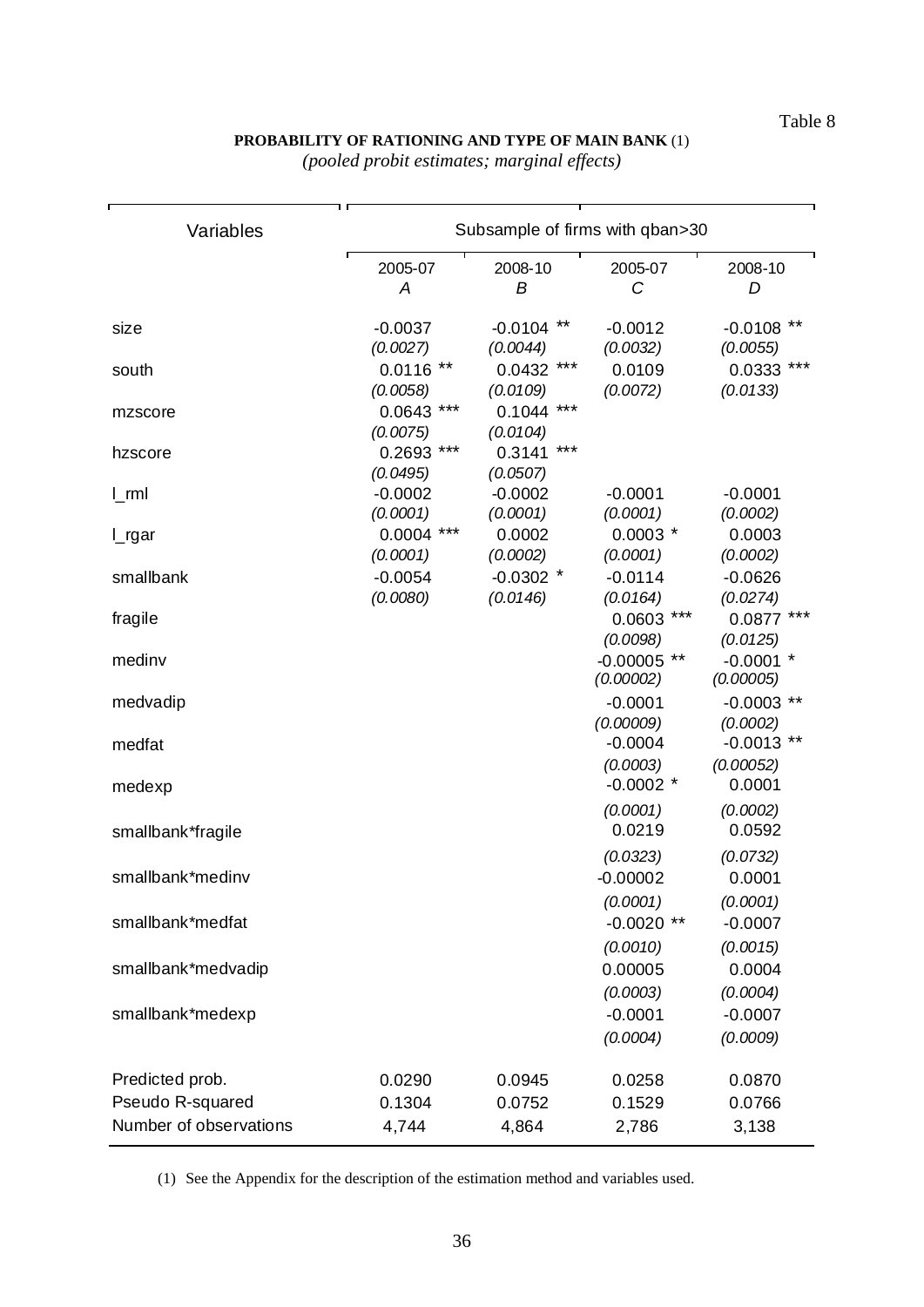Table 8

**PROBABILITY OF RATIONING AND TYPE OF MAIN BANK** (1)
*(pooled probit estimates; marginal effects)*

| Variables | | | Subsample of firms with qban>30 | |
|---|---|---|---|---|
| | 2005-07 | 2008-10 | 2005-07 | 2008-10 |
| | *A* | *B* | *C* | *D* |
| size | -0.0037 | -0.0104 ** | -0.0012 | -0.0108 ** |
| | *(0.0027)* | *(0.0044)* | *(0.0032)* | *(0.0055)* |
| south | 0.0116 ** | 0.0432 *** | 0.0109 | 0.0333 *** |
| | *(0.0058)* | *(0.0109)* | *(0.0072)* | *(0.0133)* |
| mzscore | 0.0643 *** | 0.1044 *** | | |
| | *(0.0075)* | *(0.0104)* | | |
| hzscore | 0.2693 *** | 0.3141 *** | | |
| | *(0.0495)* | *(0.0507)* | | |
| l_rml | -0.0002 | -0.0002 | -0.0001 | -0.0001 |
| | *(0.0001)* | *(0.0001)* | *(0.0001)* | *(0.0002)* |
| l_rgar | 0.0004 *** | 0.0002 | 0.0003 * | 0.0003 |
| | *(0.0001)* | *(0.0002)* | *(0.0001)* | *(0.0002)* |
| smallbank | -0.0054 | -0.0302 * | -0.0114 | -0.0626 |
| | *(0.0080)* | *(0.0146)* | *(0.0164)* | *(0.0274)* |
| fragile | | | 0.0603 *** | 0.0877 *** |
| | | | *(0.0098)* | *(0.0125)* |
| medinv | | | -0.00005 ** | -0.0001 * |
| | | | *(0.00002)* | *(0.00005)* |
| medvadip | | | -0.0001 | -0.0003 ** |
| | | | *(0.00009)* | *(0.0002)* |
| medfat | | | -0.0004 | -0.0013 ** |
| | | | *(0.0003)* | *(0.00052)* |
| medexp | | | -0.0002 * | 0.0001 |
| | | | *(0.0001)* | *(0.0002)* |
| smallbank*fragile | | | 0.0219 | 0.0592 |
| | | | *(0.0323)* | *(0.0732)* |
| smallbank*medinv | | | -0.00002 | 0.0001 |
| | | | *(0.0001)* | *(0.0001)* |
| smallbank*medfat | | | -0.0020 ** | -0.0007 |
| | | | *(0.0010)* | *(0.0015)* |
| smallbank*medvadip | | | 0.00005 | 0.0004 |
| | | | *(0.0003)* | *(0.0004)* |
| smallbank*medexp | | | -0.0001 | -0.0007 |
| | | | *(0.0004)* | *(0.0009)* |
| Predicted prob. | 0.0290 | 0.0945 | 0.0258 | 0.0870 |
| Pseudo R-squared | 0.1304 | 0.0752 | 0.1529 | 0.0766 |
| Number of observations | 4,744 | 4,864 | 2,786 | 3,138 |

(1) See the Appendix for the description of the estimation method and variables used.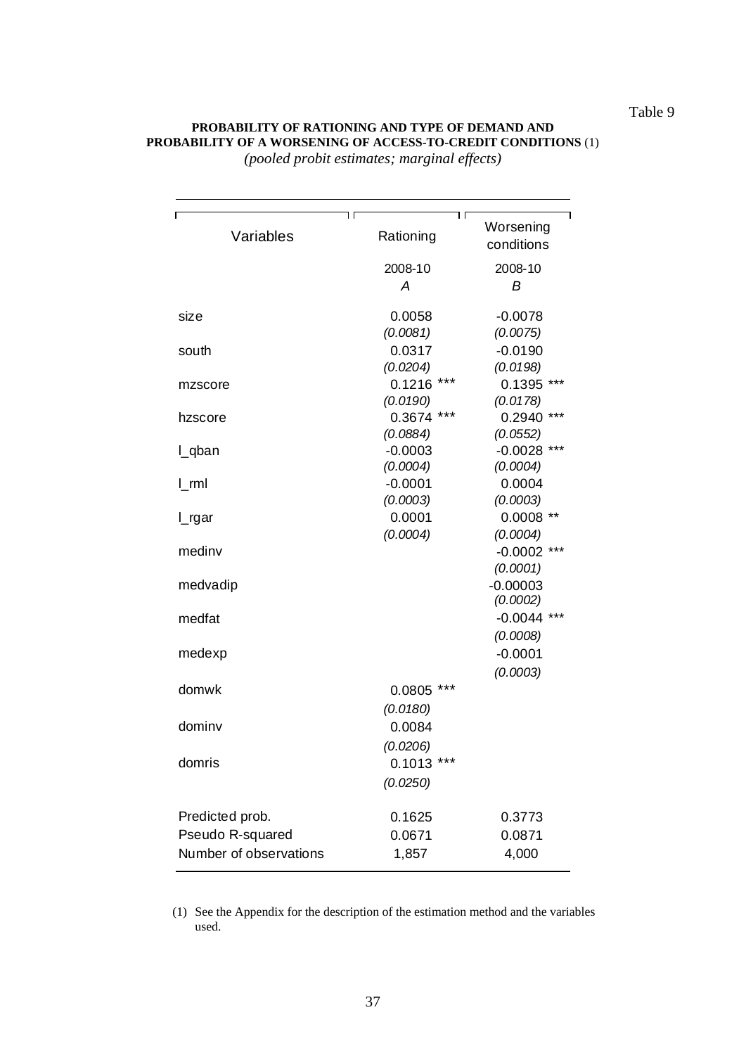Table 9

**PROBABILITY OF RATIONING AND TYPE OF DEMAND AND PROBABILITY OF A WORSENING OF ACCESS-TO-CREDIT CONDITIONS** (1)
*(pooled probit estimates; marginal effects)*

| Variables | Rationing | Worsening conditions |
|---|---|---|
| | 2008-10 | 2008-10 |
| | *A* | *B* |
| size | 0.0058 | -0.0078 |
| | *(0.0081)* | *(0.0075)* |
| south | 0.0317 | -0.0190 |
| | *(0.0204)* | *(0.0198)* |
| mzscore | 0.1216 *** | 0.1395 *** |
| | *(0.0190)* | *(0.0178)* |
| hzscore | 0.3674 *** | 0.2940 *** |
| | *(0.0884)* | *(0.0552)* |
| l_qban | -0.0003 | -0.0028 *** |
| | *(0.0004)* | *(0.0004)* |
| l_rml | -0.0001 | 0.0004 |
| | *(0.0003)* | *(0.0003)* |
| l_rgar | 0.0001 | 0.0008 ** |
| | *(0.0004)* | *(0.0004)* |
| medinv | | -0.0002 *** |
| | | *(0.0001)* |
| medvadip | | -0.00003 |
| | | *(0.0002)* |
| medfat | | -0.0044 *** |
| | | *(0.0008)* |
| medexp | | -0.0001 |
| | | *(0.0003)* |
| domwk | 0.0805 *** | |
| | *(0.0180)* | |
| dominv | 0.0084 | |
| | *(0.0206)* | |
| domris | 0.1013 *** | |
| | *(0.0250)* | |
| Predicted prob. | 0.1625 | 0.3773 |
| Pseudo R-squared | 0.0671 | 0.0871 |
| Number of observations | 1,857 | 4,000 |

(1) See the Appendix for the description of the estimation method and the variables used.